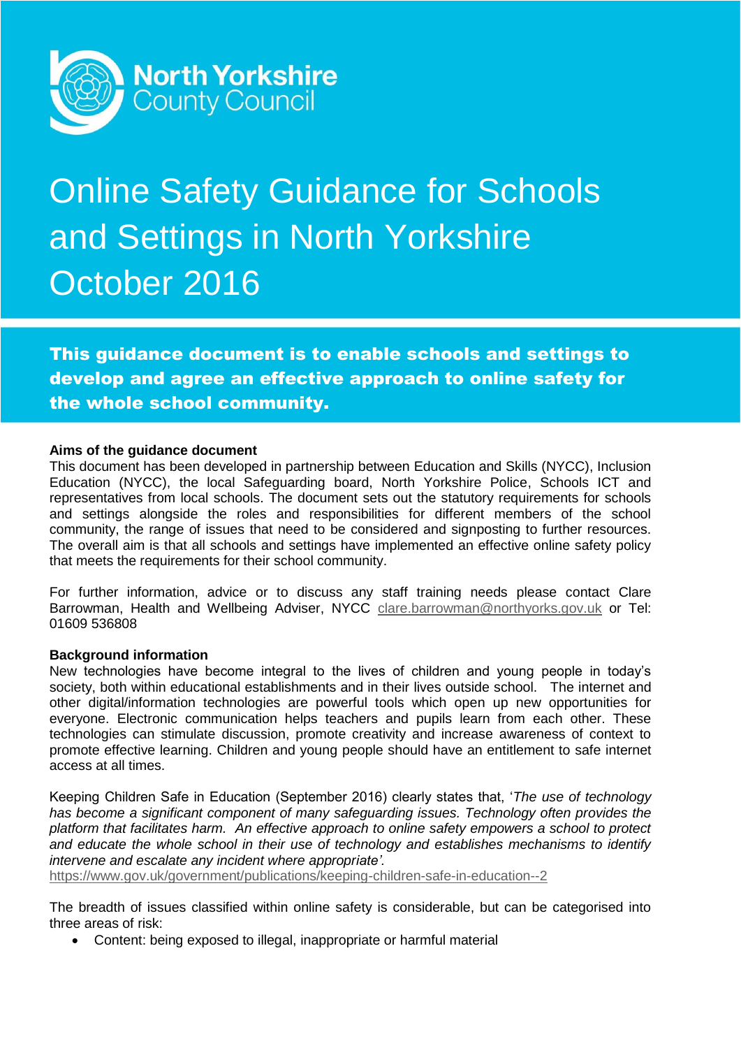North Yorkshire County Council

# Online Safety Guidance for Schools and Settings in North Yorkshire October 2016

**This guidance document is to enable schools and settings to develop and agree an effective approach to online safety for the whole school community.**

**Aims of the guidance document**

This document has been developed in partnership between Education and Skills (NYCC), Inclusion Education (NYCC), the local Safeguarding board, North Yorkshire Police, Schools ICT and representatives from local schools. The document sets out the statutory requirements for schools and settings alongside the roles and responsibilities for different members of the school community, the range of issues that need to be considered and signposting to further resources. The overall aim is that all schools and settings have implemented an effective online safety policy that meets the requirements for their school community.

For further information, advice or to discuss any staff training needs please contact Clare Barrowman, Health and Wellbeing Adviser, NYCC clare.barrowman@northyorks.gov.uk or Tel: 01609 536808

**Background information**

New technologies have become integral to the lives of children and young people in today's society, both within educational establishments and in their lives outside school. The internet and other digital/information technologies are powerful tools which open up new opportunities for everyone. Electronic communication helps teachers and pupils learn from each other. These technologies can stimulate discussion, promote creativity and increase awareness of context to promote effective learning. Children and young people should have an entitlement to safe internet access at all times.

Keeping Children Safe in Education (September 2016) clearly states that, '*The use of technology has become a significant component of many safeguarding issues. Technology often provides the platform that facilitates harm. An effective approach to online safety empowers a school to protect and educate the whole school in their use of technology and establishes mechanisms to identify intervene and escalate any incident where appropriate'.*
https://www.gov.uk/government/publications/keeping-children-safe-in-education--2

The breadth of issues classified within online safety is considerable, but can be categorised into three areas of risk:

- Content: being exposed to illegal, inappropriate or harmful material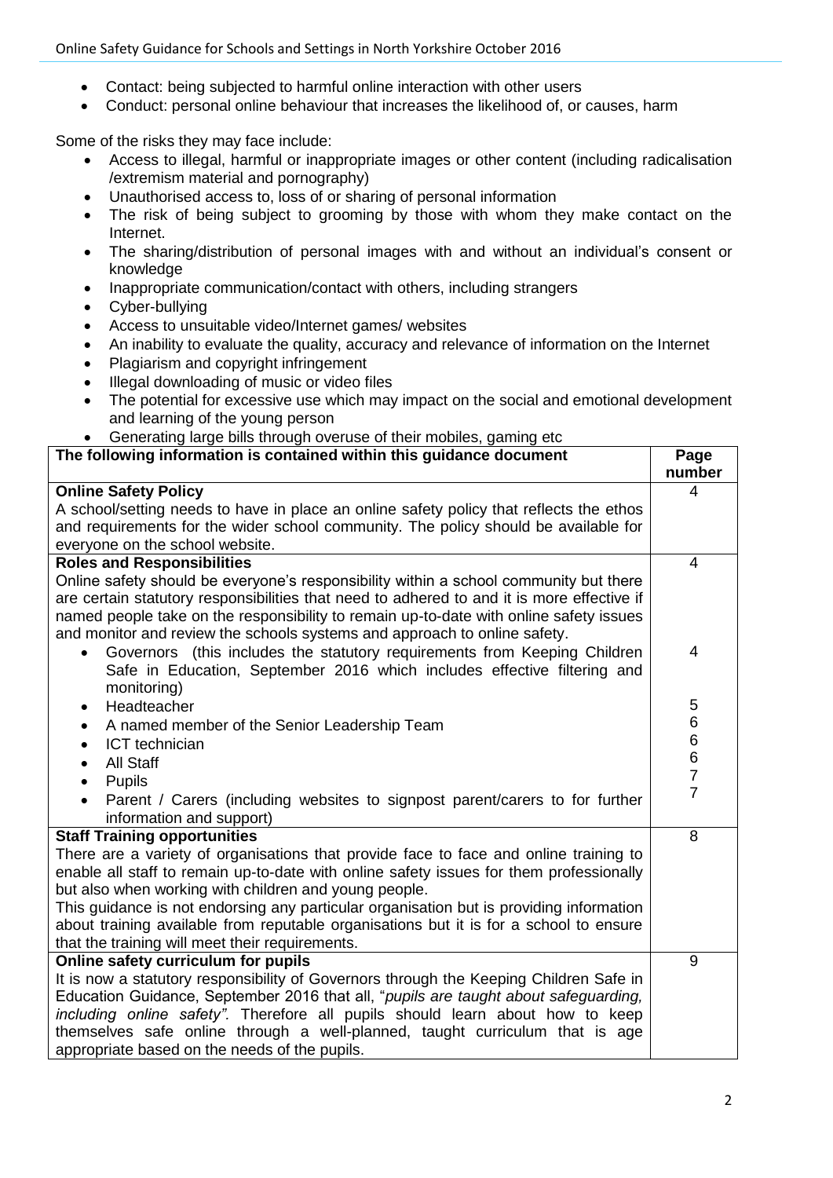- Contact: being subjected to harmful online interaction with other users
- Conduct: personal online behaviour that increases the likelihood of, or causes, harm

Some of the risks they may face include:

- Access to illegal, harmful or inappropriate images or other content (including radicalisation /extremism material and pornography)
- Unauthorised access to, loss of or sharing of personal information
- The risk of being subject to grooming by those with whom they make contact on the Internet.
- The sharing/distribution of personal images with and without an individual's consent or knowledge
- Inappropriate communication/contact with others, including strangers
- Cyber-bullying
- Access to unsuitable video/Internet games/ websites
- An inability to evaluate the quality, accuracy and relevance of information on the Internet
- Plagiarism and copyright infringement
- Illegal downloading of music or video files
- The potential for excessive use which may impact on the social and emotional development and learning of the young person
- Generating large bills through overuse of their mobiles, gaming etc

| The following information is contained within this guidance document | Page number |
|---|---|
| **Online Safety Policy**<br>A school/setting needs to have in place an online safety policy that reflects the ethos and requirements for the wider school community. The policy should be available for everyone on the school website. | 4 |
| **Roles and Responsibilities**<br>Online safety should be everyone's responsibility within a school community but there are certain statutory responsibilities that need to adhered to and it is more effective if named people take on the responsibility to remain up-to-date with online safety issues and monitor and review the schools systems and approach to online safety. | 4 |
| • Governors (this includes the statutory requirements from Keeping Children Safe in Education, September 2016 which includes effective filtering and monitoring) | 4 |
| • Headteacher | 5 |
| • A named member of the Senior Leadership Team | 6 |
| • ICT technician | 6 |
| • All Staff | 6 |
| • Pupils | 7 |
| • Parent / Carers (including websites to signpost parent/carers to for further information and support) | 7 |
| **Staff Training opportunities**<br>There are a variety of organisations that provide face to face and online training to enable all staff to remain up-to-date with online safety issues for them professionally but also when working with children and young people.<br>This guidance is not endorsing any particular organisation but is providing information about training available from reputable organisations but it is for a school to ensure that the training will meet their requirements. | 8 |
| **Online safety curriculum for pupils**<br>It is now a statutory responsibility of Governors through the Keeping Children Safe in Education Guidance, September 2016 that all, "*pupils are taught about safeguarding, including online safety".* Therefore all pupils should learn about how to keep themselves safe online through a well-planned, taught curriculum that is age appropriate based on the needs of the pupils. | 9 |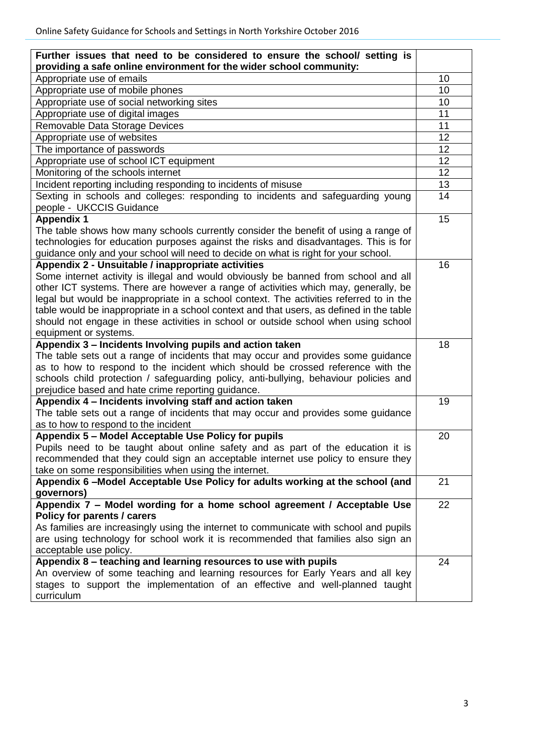| Further issues that need to be considered to ensure the school/ setting is providing a safe online environment for the wider school community: | |
|---|---|
| Appropriate use of emails | 10 |
| Appropriate use of mobile phones | 10 |
| Appropriate use of social networking sites | 10 |
| Appropriate use of digital images | 11 |
| Removable Data Storage Devices | 11 |
| Appropriate use of websites | 12 |
| The importance of passwords | 12 |
| Appropriate use of school ICT equipment | 12 |
| Monitoring of the schools internet | 12 |
| Incident reporting including responding to incidents of misuse | 13 |
| Sexting in schools and colleges: responding to incidents and safeguarding young people - UKCCIS Guidance | 14 |
| **Appendix 1** The table shows how many schools currently consider the benefit of using a range of technologies for education purposes against the risks and disadvantages. This is for guidance only and your school will need to decide on what is right for your school. | 15 |
| **Appendix 2 - Unsuitable / inappropriate activities** Some internet activity is illegal and would obviously be banned from school and all other ICT systems. There are however a range of activities which may, generally, be legal but would be inappropriate in a school context. The activities referred to in the table would be inappropriate in a school context and that users, as defined in the table should not engage in these activities in school or outside school when using school equipment or systems. | 16 |
| **Appendix 3 – Incidents Involving pupils and action taken** The table sets out a range of incidents that may occur and provides some guidance as to how to respond to the incident which should be crossed reference with the schools child protection / safeguarding policy, anti-bullying, behaviour policies and prejudice based and hate crime reporting guidance. | 18 |
| **Appendix 4 – Incidents involving staff and action taken** The table sets out a range of incidents that may occur and provides some guidance as to how to respond to the incident | 19 |
| **Appendix 5 – Model Acceptable Use Policy for pupils** Pupils need to be taught about online safety and as part of the education it is recommended that they could sign an acceptable internet use policy to ensure they take on some responsibilities when using the internet. | 20 |
| **Appendix 6 –Model Acceptable Use Policy for adults working at the school (and governors)** | 21 |
| **Appendix 7 – Model wording for a home school agreement / Acceptable Use Policy for parents / carers** As families are increasingly using the internet to communicate with school and pupils are using technology for school work it is recommended that families also sign an acceptable use policy. | 22 |
| **Appendix 8 – teaching and learning resources to use with pupils** An overview of some teaching and learning resources for Early Years and all key stages to support the implementation of an effective and well-planned taught curriculum | 24 |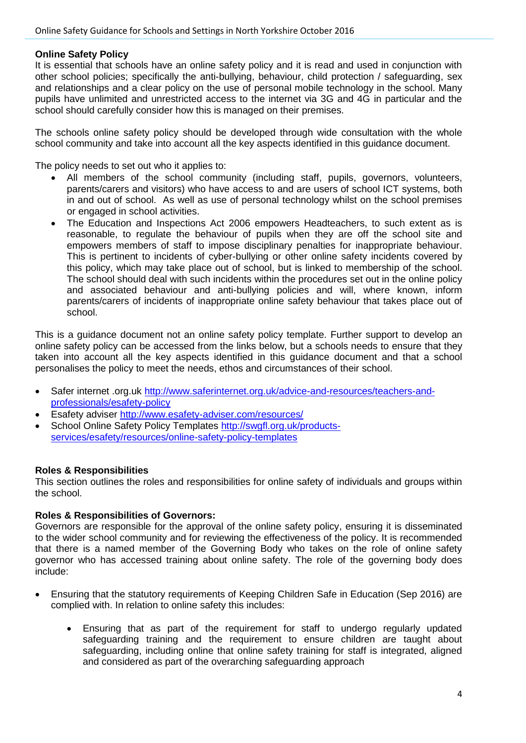**Online Safety Policy**

It is essential that schools have an online safety policy and it is read and used in conjunction with other school policies; specifically the anti-bullying, behaviour, child protection / safeguarding, sex and relationships and a clear policy on the use of personal mobile technology in the school. Many pupils have unlimited and unrestricted access to the internet via 3G and 4G in particular and the school should carefully consider how this is managed on their premises.

The schools online safety policy should be developed through wide consultation with the whole school community and take into account all the key aspects identified in this guidance document.

The policy needs to set out who it applies to:

- All members of the school community (including staff, pupils, governors, volunteers, parents/carers and visitors) who have access to and are users of school ICT systems, both in and out of school. As well as use of personal technology whilst on the school premises or engaged in school activities.
- The Education and Inspections Act 2006 empowers Headteachers, to such extent as is reasonable, to regulate the behaviour of pupils when they are off the school site and empowers members of staff to impose disciplinary penalties for inappropriate behaviour. This is pertinent to incidents of cyber-bullying or other online safety incidents covered by this policy, which may take place out of school, but is linked to membership of the school. The school should deal with such incidents within the procedures set out in the online policy and associated behaviour and anti-bullying policies and will, where known, inform parents/carers of incidents of inappropriate online safety behaviour that takes place out of school.

This is a guidance document not an online safety policy template. Further support to develop an online safety policy can be accessed from the links below, but a schools needs to ensure that they taken into account all the key aspects identified in this guidance document and that a school personalises the policy to meet the needs, ethos and circumstances of their school.

- Safer internet .org.uk http://www.saferinternet.org.uk/advice-and-resources/teachers-and-professionals/esafety-policy
- Esafety adviser http://www.esafety-adviser.com/resources/
- School Online Safety Policy Templates http://swgfl.org.uk/products-services/esafety/resources/online-safety-policy-templates

**Roles & Responsibilities**

This section outlines the roles and responsibilities for online safety of individuals and groups within the school.

**Roles & Responsibilities of Governors:**

Governors are responsible for the approval of the online safety policy, ensuring it is disseminated to the wider school community and for reviewing the effectiveness of the policy. It is recommended that there is a named member of the Governing Body who takes on the role of online safety governor who has accessed training about online safety. The role of the governing body does include:

- Ensuring that the statutory requirements of Keeping Children Safe in Education (Sep 2016) are complied with. In relation to online safety this includes:
  - Ensuring that as part of the requirement for staff to undergo regularly updated safeguarding training and the requirement to ensure children are taught about safeguarding, including online that online safety training for staff is integrated, aligned and considered as part of the overarching safeguarding approach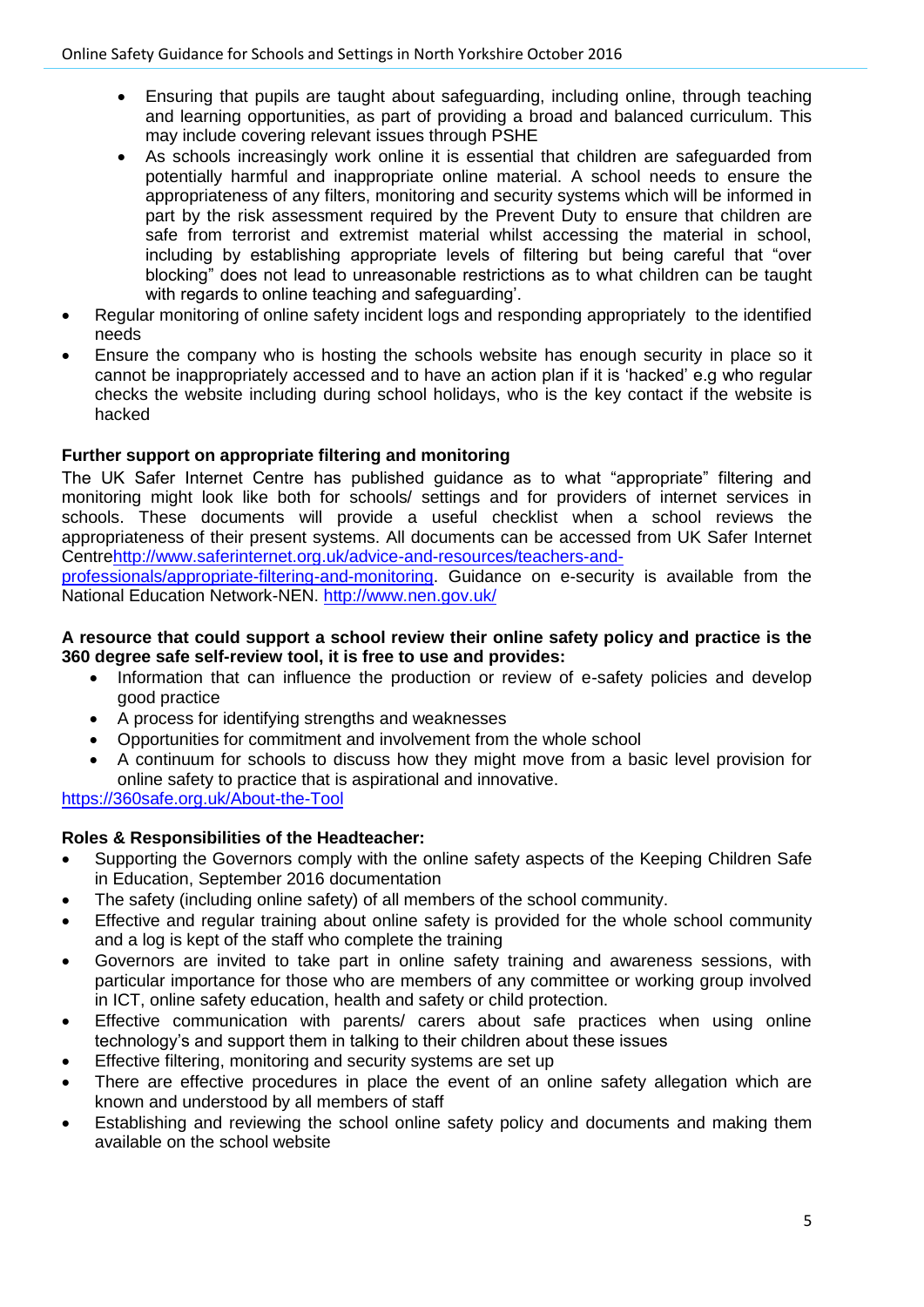- Ensuring that pupils are taught about safeguarding, including online, through teaching and learning opportunities, as part of providing a broad and balanced curriculum. This may include covering relevant issues through PSHE
  - As schools increasingly work online it is essential that children are safeguarded from potentially harmful and inappropriate online material. A school needs to ensure the appropriateness of any filters, monitoring and security systems which will be informed in part by the risk assessment required by the Prevent Duty to ensure that children are safe from terrorist and extremist material whilst accessing the material in school, including by establishing appropriate levels of filtering but being careful that "over blocking" does not lead to unreasonable restrictions as to what children can be taught with regards to online teaching and safeguarding'.
- Regular monitoring of online safety incident logs and responding appropriately to the identified needs
- Ensure the company who is hosting the schools website has enough security in place so it cannot be inappropriately accessed and to have an action plan if it is 'hacked' e.g who regular checks the website including during school holidays, who is the key contact if the website is hacked

**Further support on appropriate filtering and monitoring**

The UK Safer Internet Centre has published guidance as to what "appropriate" filtering and monitoring might look like both for schools/ settings and for providers of internet services in schools. These documents will provide a useful checklist when a school reviews the appropriateness of their present systems. All documents can be accessed from UK Safer Internet Centre[http://www.saferinternet.org.uk/advice-and-resources/teachers-and-professionals/appropriate-filtering-and-monitoring](http://www.saferinternet.org.uk/advice-and-resources/teachers-and-professionals/appropriate-filtering-and-monitoring). Guidance on e-security is available from the National Education Network-NEN. [http://www.nen.gov.uk/](http://www.nen.gov.uk/)

**A resource that could support a school review their online safety policy and practice is the 360 degree safe self-review tool, it is free to use and provides:**

- Information that can influence the production or review of e-safety policies and develop good practice
- A process for identifying strengths and weaknesses
- Opportunities for commitment and involvement from the whole school
- A continuum for schools to discuss how they might move from a basic level provision for online safety to practice that is aspirational and innovative.

[https://360safe.org.uk/About-the-Tool](https://360safe.org.uk/About-the-Tool)

**Roles & Responsibilities of the Headteacher:**

- Supporting the Governors comply with the online safety aspects of the Keeping Children Safe in Education, September 2016 documentation
- The safety (including online safety) of all members of the school community.
- Effective and regular training about online safety is provided for the whole school community and a log is kept of the staff who complete the training
- Governors are invited to take part in online safety training and awareness sessions, with particular importance for those who are members of any committee or working group involved in ICT, online safety education, health and safety or child protection.
- Effective communication with parents/ carers about safe practices when using online technology's and support them in talking to their children about these issues
- Effective filtering, monitoring and security systems are set up
- There are effective procedures in place the event of an online safety allegation which are known and understood by all members of staff
- Establishing and reviewing the school online safety policy and documents and making them available on the school website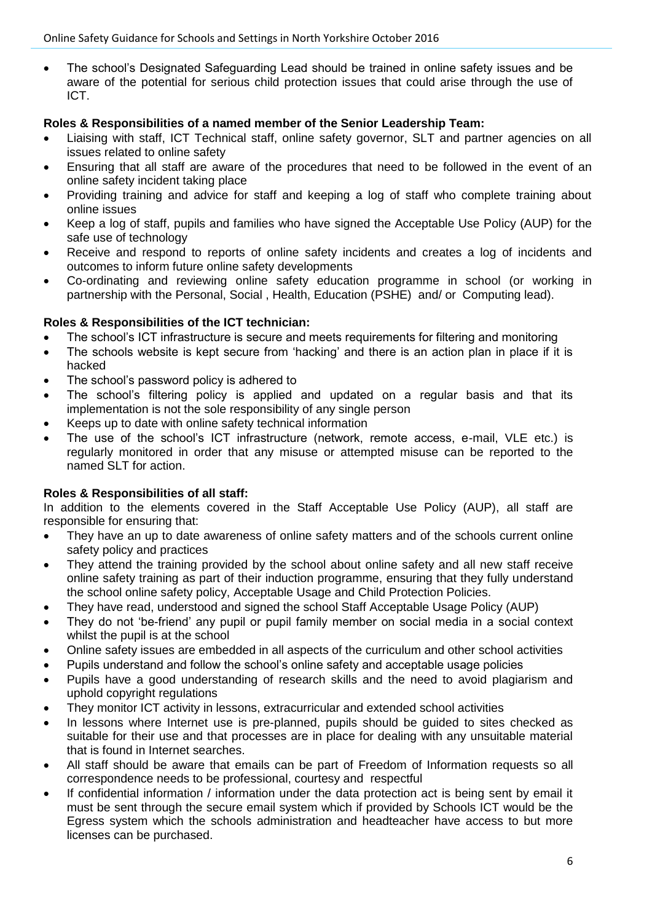- The school's Designated Safeguarding Lead should be trained in online safety issues and be aware of the potential for serious child protection issues that could arise through the use of ICT.

**Roles & Responsibilities of a named member of the Senior Leadership Team:**

- Liaising with staff, ICT Technical staff, online safety governor, SLT and partner agencies on all issues related to online safety
- Ensuring that all staff are aware of the procedures that need to be followed in the event of an online safety incident taking place
- Providing training and advice for staff and keeping a log of staff who complete training about online issues
- Keep a log of staff, pupils and families who have signed the Acceptable Use Policy (AUP) for the safe use of technology
- Receive and respond to reports of online safety incidents and creates a log of incidents and outcomes to inform future online safety developments
- Co-ordinating and reviewing online safety education programme in school (or working in partnership with the Personal, Social , Health, Education (PSHE) and/ or Computing lead).

**Roles & Responsibilities of the ICT technician:**

- The school's ICT infrastructure is secure and meets requirements for filtering and monitoring
- The schools website is kept secure from 'hacking' and there is an action plan in place if it is hacked
- The school's password policy is adhered to
- The school's filtering policy is applied and updated on a regular basis and that its implementation is not the sole responsibility of any single person
- Keeps up to date with online safety technical information
- The use of the school's ICT infrastructure (network, remote access, e-mail, VLE etc.) is regularly monitored in order that any misuse or attempted misuse can be reported to the named SLT for action.

**Roles & Responsibilities of all staff:**

In addition to the elements covered in the Staff Acceptable Use Policy (AUP), all staff are responsible for ensuring that:

- They have an up to date awareness of online safety matters and of the schools current online safety policy and practices
- They attend the training provided by the school about online safety and all new staff receive online safety training as part of their induction programme, ensuring that they fully understand the school online safety policy, Acceptable Usage and Child Protection Policies.
- They have read, understood and signed the school Staff Acceptable Usage Policy (AUP)
- They do not 'be-friend' any pupil or pupil family member on social media in a social context whilst the pupil is at the school
- Online safety issues are embedded in all aspects of the curriculum and other school activities
- Pupils understand and follow the school's online safety and acceptable usage policies
- Pupils have a good understanding of research skills and the need to avoid plagiarism and uphold copyright regulations
- They monitor ICT activity in lessons, extracurricular and extended school activities
- In lessons where Internet use is pre-planned, pupils should be guided to sites checked as suitable for their use and that processes are in place for dealing with any unsuitable material that is found in Internet searches.
- All staff should be aware that emails can be part of Freedom of Information requests so all correspondence needs to be professional, courtesy and respectful
- If confidential information / information under the data protection act is being sent by email it must be sent through the secure email system which if provided by Schools ICT would be the Egress system which the schools administration and headteacher have access to but more licenses can be purchased.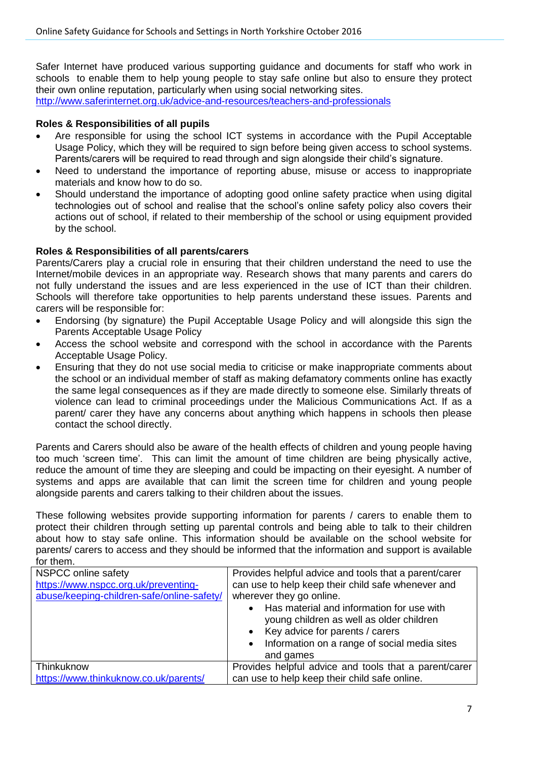Safer Internet have produced various supporting guidance and documents for staff who work in schools to enable them to help young people to stay safe online but also to ensure they protect their own online reputation, particularly when using social networking sites.
http://www.saferinternet.org.uk/advice-and-resources/teachers-and-professionals

**Roles & Responsibilities of all pupils**

- Are responsible for using the school ICT systems in accordance with the Pupil Acceptable Usage Policy, which they will be required to sign before being given access to school systems. Parents/carers will be required to read through and sign alongside their child's signature.
- Need to understand the importance of reporting abuse, misuse or access to inappropriate materials and know how to do so.
- Should understand the importance of adopting good online safety practice when using digital technologies out of school and realise that the school's online safety policy also covers their actions out of school, if related to their membership of the school or using equipment provided by the school.

**Roles & Responsibilities of all parents/carers**

Parents/Carers play a crucial role in ensuring that their children understand the need to use the Internet/mobile devices in an appropriate way. Research shows that many parents and carers do not fully understand the issues and are less experienced in the use of ICT than their children. Schools will therefore take opportunities to help parents understand these issues. Parents and carers will be responsible for:

- Endorsing (by signature) the Pupil Acceptable Usage Policy and will alongside this sign the Parents Acceptable Usage Policy
- Access the school website and correspond with the school in accordance with the Parents Acceptable Usage Policy.
- Ensuring that they do not use social media to criticise or make inappropriate comments about the school or an individual member of staff as making defamatory comments online has exactly the same legal consequences as if they are made directly to someone else. Similarly threats of violence can lead to criminal proceedings under the Malicious Communications Act. If as a parent/ carer they have any concerns about anything which happens in schools then please contact the school directly.

Parents and Carers should also be aware of the health effects of children and young people having too much 'screen time'. This can limit the amount of time children are being physically active, reduce the amount of time they are sleeping and could be impacting on their eyesight. A number of systems and apps are available that can limit the screen time for children and young people alongside parents and carers talking to their children about the issues.

These following websites provide supporting information for parents / carers to enable them to protect their children through setting up parental controls and being able to talk to their children about how to stay safe online. This information should be available on the school website for parents/ carers to access and they should be informed that the information and support is available for them.

| | |
|---|---|
| NSPCC online safety<br>https://www.nspcc.org.uk/preventing-abuse/keeping-children-safe/online-safety/ | Provides helpful advice and tools that a parent/carer can use to help keep their child safe whenever and wherever they go online.<br>• Has material and information for use with young children as well as older children<br>• Key advice for parents / carers<br>• Information on a range of social media sites and games |
| Thinkuknow<br>https://www.thinkuknow.co.uk/parents/ | Provides helpful advice and tools that a parent/carer can use to help keep their child safe online. |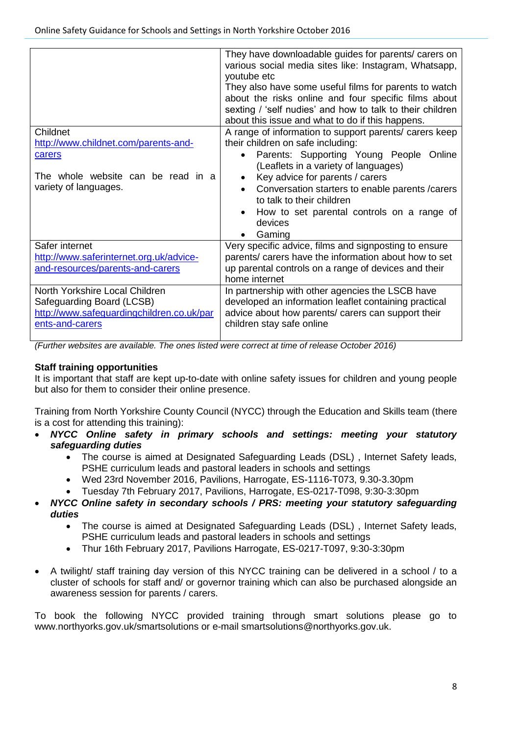| | |
|---|---|
| | They have downloadable guides for parents/ carers on various social media sites like: Instagram, Whatsapp, youtube etc<br>They also have some useful films for parents to watch about the risks online and four specific films about sexting / 'self nudies' and how to talk to their children about this issue and what to do if this happens. |
| Childnet<br>[http://www.childnet.com/parents-and-carers](http://www.childnet.com/parents-and-carers)<br><br>The whole website can be read in a variety of languages. | A range of information to support parents/ carers keep their children on safe including:<br>• Parents: Supporting Young People Online (Leaflets in a variety of languages)<br>• Key advice for parents / carers<br>• Conversation starters to enable parents /carers to talk to their children<br>• How to set parental controls on a range of devices<br>• Gaming |
| Safer internet<br>[http://www.saferinternet.org.uk/advice-and-resources/parents-and-carers](http://www.saferinternet.org.uk/advice-and-resources/parents-and-carers) | Very specific advice, films and signposting to ensure parents/ carers have the information about how to set up parental controls on a range of devices and their home internet |
| North Yorkshire Local Children Safeguarding Board (LCSB)<br>[http://www.safeguardingchildren.co.uk/parents-and-carers](http://www.safeguardingchildren.co.uk/parents-and-carers) | In partnership with other agencies the LSCB have developed an information leaflet containing practical advice about how parents/ carers can support their children stay safe online |

*(Further websites are available. The ones listed were correct at time of release October 2016)*

**Staff training opportunities**

It is important that staff are kept up-to-date with online safety issues for children and young people but also for them to consider their online presence.

Training from North Yorkshire County Council (NYCC) through the Education and Skills team (there is a cost for attending this training):

- ***NYCC Online safety in primary schools and settings: meeting your statutory safeguarding duties***
  - The course is aimed at Designated Safeguarding Leads (DSL) , Internet Safety leads, PSHE curriculum leads and pastoral leaders in schools and settings
  - Wed 23rd November 2016, Pavilions, Harrogate, ES-1116-T073, 9.30-3.30pm
  - Tuesday 7th February 2017, Pavilions, Harrogate, ES-0217-T098, 9:30-3:30pm
- ***NYCC Online safety in secondary schools / PRS: meeting your statutory safeguarding duties***
  - The course is aimed at Designated Safeguarding Leads (DSL) , Internet Safety leads, PSHE curriculum leads and pastoral leaders in schools and settings
  - Thur 16th February 2017, Pavilions Harrogate, ES-0217-T097, 9:30-3:30pm

- A twilight/ staff training day version of this NYCC training can be delivered in a school / to a cluster of schools for staff and/ or governor training which can also be purchased alongside an awareness session for parents / carers.

To book the following NYCC provided training through smart solutions please go to www.northyorks.gov.uk/smartsolutions or e-mail smartsolutions@northyorks.gov.uk.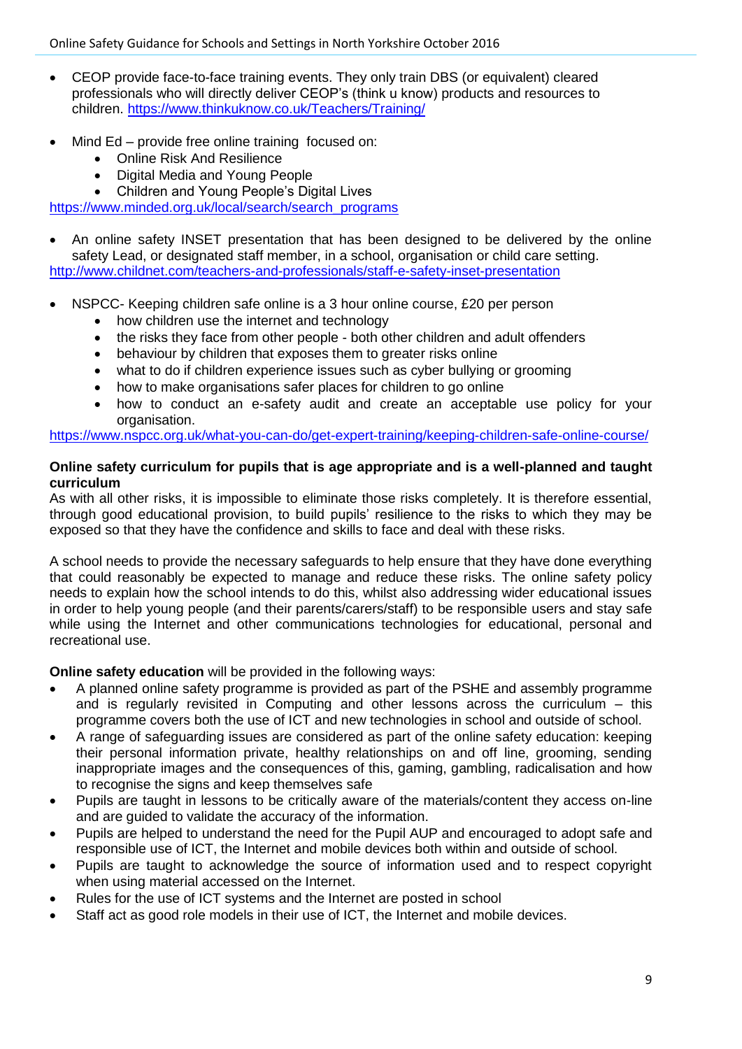- CEOP provide face-to-face training events. They only train DBS (or equivalent) cleared professionals who will directly deliver CEOP's (think u know) products and resources to children. https://www.thinkuknow.co.uk/Teachers/Training/

- Mind Ed – provide free online training focused on:
  - Online Risk And Resilience
  - Digital Media and Young People
  - Children and Young People's Digital Lives

https://www.minded.org.uk/local/search/search_programs

- An online safety INSET presentation that has been designed to be delivered by the online safety Lead, or designated staff member, in a school, organisation or child care setting.

http://www.childnet.com/teachers-and-professionals/staff-e-safety-inset-presentation

- NSPCC- Keeping children safe online is a 3 hour online course, £20 per person
  - how children use the internet and technology
  - the risks they face from other people - both other children and adult offenders
  - behaviour by children that exposes them to greater risks online
  - what to do if children experience issues such as cyber bullying or grooming
  - how to make organisations safer places for children to go online
  - how to conduct an e-safety audit and create an acceptable use policy for your organisation.

https://www.nspcc.org.uk/what-you-can-do/get-expert-training/keeping-children-safe-online-course/

**Online safety curriculum for pupils that is age appropriate and is a well-planned and taught curriculum**

As with all other risks, it is impossible to eliminate those risks completely. It is therefore essential, through good educational provision, to build pupils' resilience to the risks to which they may be exposed so that they have the confidence and skills to face and deal with these risks.

A school needs to provide the necessary safeguards to help ensure that they have done everything that could reasonably be expected to manage and reduce these risks. The online safety policy needs to explain how the school intends to do this, whilst also addressing wider educational issues in order to help young people (and their parents/carers/staff) to be responsible users and stay safe while using the Internet and other communications technologies for educational, personal and recreational use.

**Online safety education** will be provided in the following ways:

- A planned online safety programme is provided as part of the PSHE and assembly programme and is regularly revisited in Computing and other lessons across the curriculum – this programme covers both the use of ICT and new technologies in school and outside of school.
- A range of safeguarding issues are considered as part of the online safety education: keeping their personal information private, healthy relationships on and off line, grooming, sending inappropriate images and the consequences of this, gaming, gambling, radicalisation and how to recognise the signs and keep themselves safe
- Pupils are taught in lessons to be critically aware of the materials/content they access on-line and are guided to validate the accuracy of the information.
- Pupils are helped to understand the need for the Pupil AUP and encouraged to adopt safe and responsible use of ICT, the Internet and mobile devices both within and outside of school.
- Pupils are taught to acknowledge the source of information used and to respect copyright when using material accessed on the Internet.
- Rules for the use of ICT systems and the Internet are posted in school
- Staff act as good role models in their use of ICT, the Internet and mobile devices.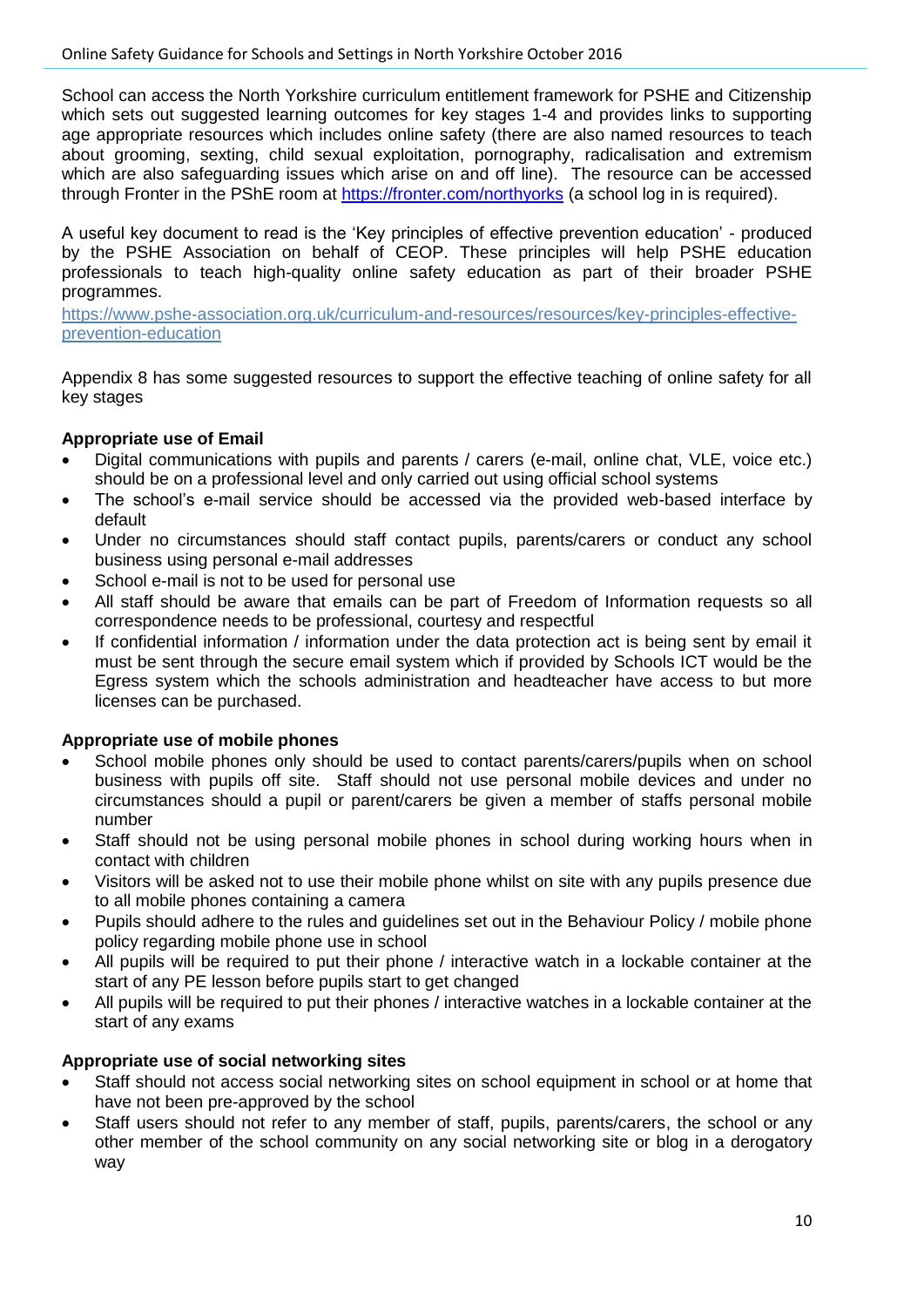School can access the North Yorkshire curriculum entitlement framework for PSHE and Citizenship which sets out suggested learning outcomes for key stages 1-4 and provides links to supporting age appropriate resources which includes online safety (there are also named resources to teach about grooming, sexting, child sexual exploitation, pornography, radicalisation and extremism which are also safeguarding issues which arise on and off line). The resource can be accessed through Fronter in the PShE room at https://fronter.com/northyorks (a school log in is required).

A useful key document to read is the 'Key principles of effective prevention education' - produced by the PSHE Association on behalf of CEOP. These principles will help PSHE education professionals to teach high-quality online safety education as part of their broader PSHE programmes.
https://www.pshe-association.org.uk/curriculum-and-resources/resources/key-principles-effective-prevention-education

Appendix 8 has some suggested resources to support the effective teaching of online safety for all key stages

**Appropriate use of Email**

- Digital communications with pupils and parents / carers (e-mail, online chat, VLE, voice etc.) should be on a professional level and only carried out using official school systems
- The school's e-mail service should be accessed via the provided web-based interface by default
- Under no circumstances should staff contact pupils, parents/carers or conduct any school business using personal e-mail addresses
- School e-mail is not to be used for personal use
- All staff should be aware that emails can be part of Freedom of Information requests so all correspondence needs to be professional, courtesy and respectful
- If confidential information / information under the data protection act is being sent by email it must be sent through the secure email system which if provided by Schools ICT would be the Egress system which the schools administration and headteacher have access to but more licenses can be purchased.

**Appropriate use of mobile phones**

- School mobile phones only should be used to contact parents/carers/pupils when on school business with pupils off site. Staff should not use personal mobile devices and under no circumstances should a pupil or parent/carers be given a member of staffs personal mobile number
- Staff should not be using personal mobile phones in school during working hours when in contact with children
- Visitors will be asked not to use their mobile phone whilst on site with any pupils presence due to all mobile phones containing a camera
- Pupils should adhere to the rules and guidelines set out in the Behaviour Policy / mobile phone policy regarding mobile phone use in school
- All pupils will be required to put their phone / interactive watch in a lockable container at the start of any PE lesson before pupils start to get changed
- All pupils will be required to put their phones / interactive watches in a lockable container at the start of any exams

**Appropriate use of social networking sites**

- Staff should not access social networking sites on school equipment in school or at home that have not been pre-approved by the school
- Staff users should not refer to any member of staff, pupils, parents/carers, the school or any other member of the school community on any social networking site or blog in a derogatory way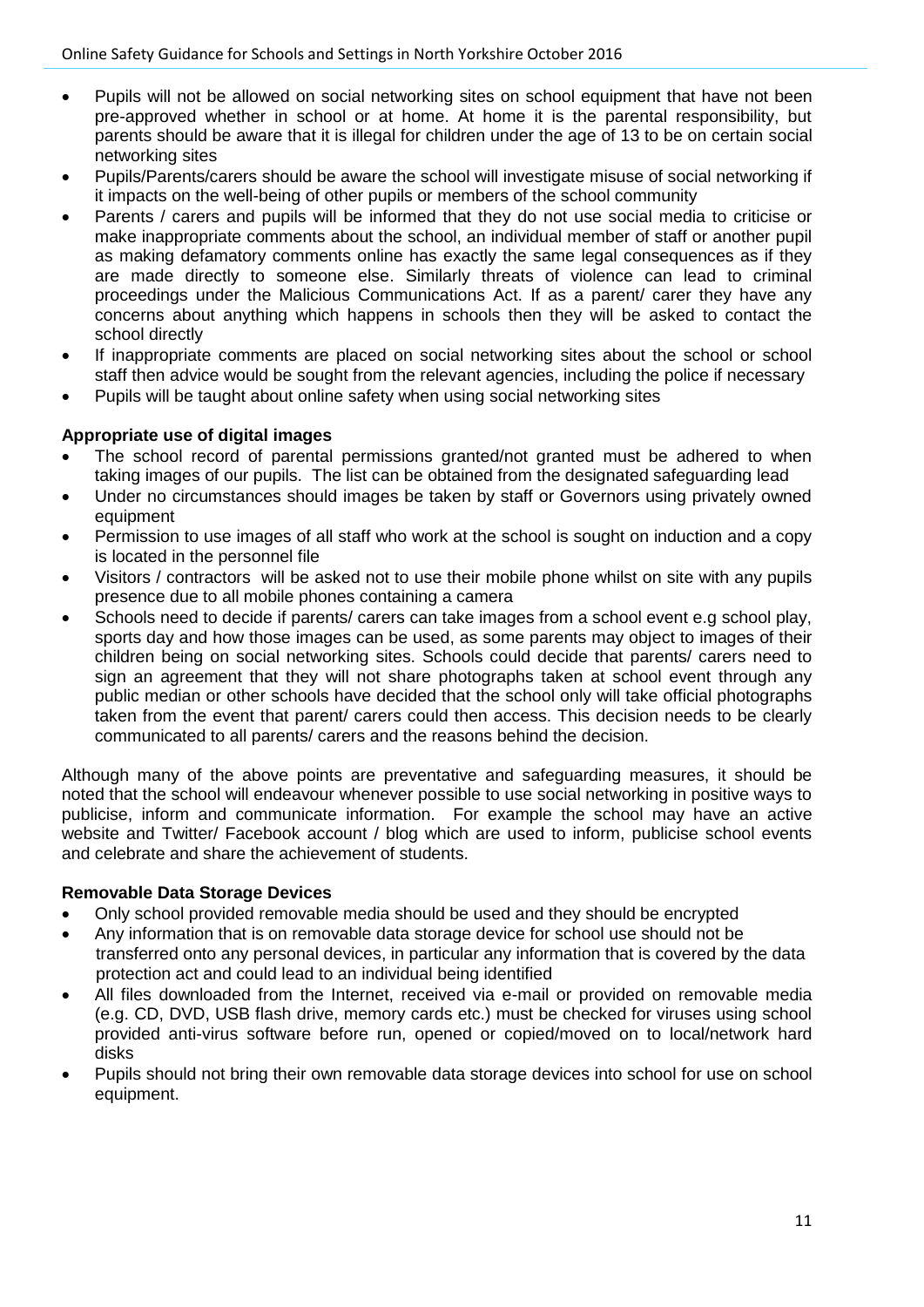- Pupils will not be allowed on social networking sites on school equipment that have not been pre-approved whether in school or at home. At home it is the parental responsibility, but parents should be aware that it is illegal for children under the age of 13 to be on certain social networking sites
- Pupils/Parents/carers should be aware the school will investigate misuse of social networking if it impacts on the well-being of other pupils or members of the school community
- Parents / carers and pupils will be informed that they do not use social media to criticise or make inappropriate comments about the school, an individual member of staff or another pupil as making defamatory comments online has exactly the same legal consequences as if they are made directly to someone else. Similarly threats of violence can lead to criminal proceedings under the Malicious Communications Act. If as a parent/ carer they have any concerns about anything which happens in schools then they will be asked to contact the school directly
- If inappropriate comments are placed on social networking sites about the school or school staff then advice would be sought from the relevant agencies, including the police if necessary
- Pupils will be taught about online safety when using social networking sites

**Appropriate use of digital images**

- The school record of parental permissions granted/not granted must be adhered to when taking images of our pupils. The list can be obtained from the designated safeguarding lead
- Under no circumstances should images be taken by staff or Governors using privately owned equipment
- Permission to use images of all staff who work at the school is sought on induction and a copy is located in the personnel file
- Visitors / contractors will be asked not to use their mobile phone whilst on site with any pupils presence due to all mobile phones containing a camera
- Schools need to decide if parents/ carers can take images from a school event e.g school play, sports day and how those images can be used, as some parents may object to images of their children being on social networking sites. Schools could decide that parents/ carers need to sign an agreement that they will not share photographs taken at school event through any public median or other schools have decided that the school only will take official photographs taken from the event that parent/ carers could then access. This decision needs to be clearly communicated to all parents/ carers and the reasons behind the decision.

Although many of the above points are preventative and safeguarding measures, it should be noted that the school will endeavour whenever possible to use social networking in positive ways to publicise, inform and communicate information. For example the school may have an active website and Twitter/ Facebook account / blog which are used to inform, publicise school events and celebrate and share the achievement of students.

**Removable Data Storage Devices**

- Only school provided removable media should be used and they should be encrypted
- Any information that is on removable data storage device for school use should not be transferred onto any personal devices, in particular any information that is covered by the data protection act and could lead to an individual being identified
- All files downloaded from the Internet, received via e-mail or provided on removable media (e.g. CD, DVD, USB flash drive, memory cards etc.) must be checked for viruses using school provided anti-virus software before run, opened or copied/moved on to local/network hard disks
- Pupils should not bring their own removable data storage devices into school for use on school equipment.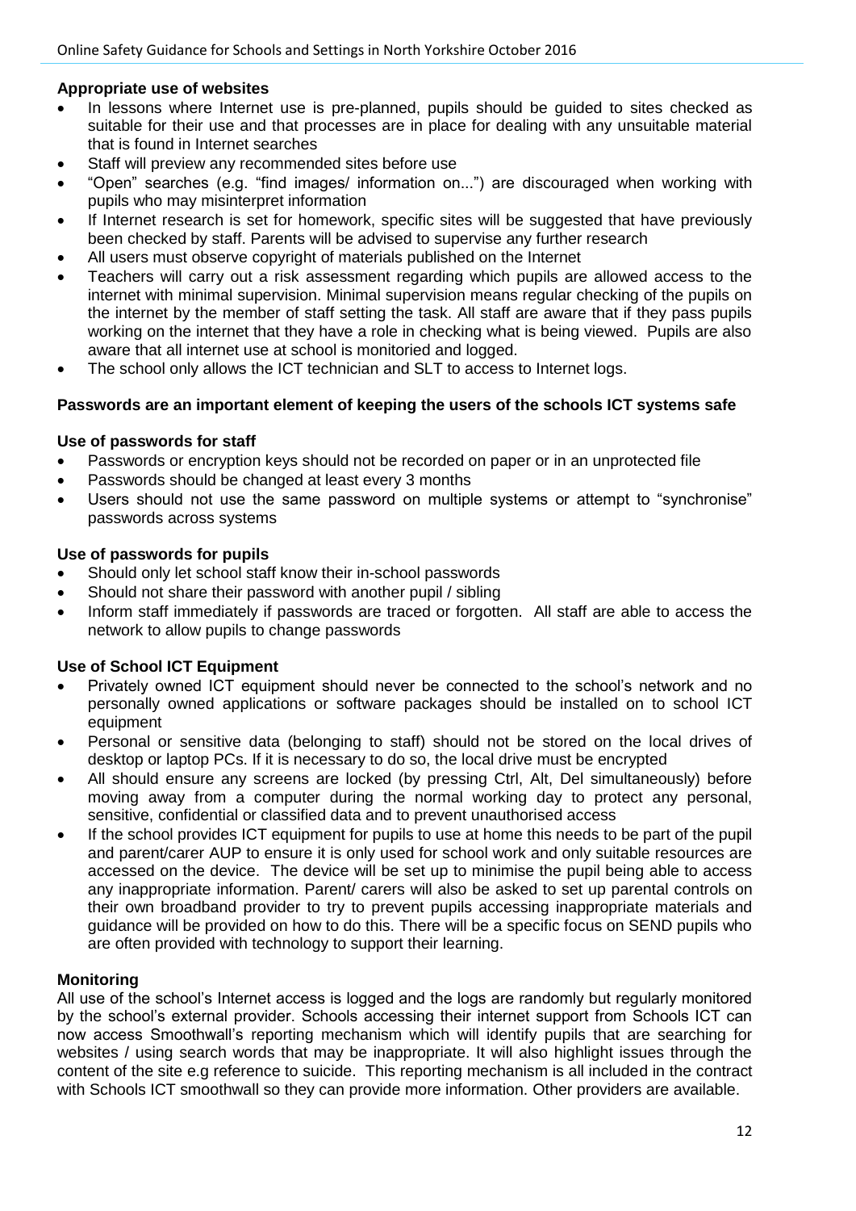**Appropriate use of websites**

- In lessons where Internet use is pre-planned, pupils should be guided to sites checked as suitable for their use and that processes are in place for dealing with any unsuitable material that is found in Internet searches
- Staff will preview any recommended sites before use
- "Open" searches (e.g. "find images/ information on...") are discouraged when working with pupils who may misinterpret information
- If Internet research is set for homework, specific sites will be suggested that have previously been checked by staff. Parents will be advised to supervise any further research
- All users must observe copyright of materials published on the Internet
- Teachers will carry out a risk assessment regarding which pupils are allowed access to the internet with minimal supervision. Minimal supervision means regular checking of the pupils on the internet by the member of staff setting the task. All staff are aware that if they pass pupils working on the internet that they have a role in checking what is being viewed. Pupils are also aware that all internet use at school is monitoried and logged.
- The school only allows the ICT technician and SLT to access to Internet logs.

**Passwords are an important element of keeping the users of the schools ICT systems safe**

**Use of passwords for staff**

- Passwords or encryption keys should not be recorded on paper or in an unprotected file
- Passwords should be changed at least every 3 months
- Users should not use the same password on multiple systems or attempt to "synchronise" passwords across systems

**Use of passwords for pupils**

- Should only let school staff know their in-school passwords
- Should not share their password with another pupil / sibling
- Inform staff immediately if passwords are traced or forgotten. All staff are able to access the network to allow pupils to change passwords

**Use of School ICT Equipment**

- Privately owned ICT equipment should never be connected to the school's network and no personally owned applications or software packages should be installed on to school ICT equipment
- Personal or sensitive data (belonging to staff) should not be stored on the local drives of desktop or laptop PCs. If it is necessary to do so, the local drive must be encrypted
- All should ensure any screens are locked (by pressing Ctrl, Alt, Del simultaneously) before moving away from a computer during the normal working day to protect any personal, sensitive, confidential or classified data and to prevent unauthorised access
- If the school provides ICT equipment for pupils to use at home this needs to be part of the pupil and parent/carer AUP to ensure it is only used for school work and only suitable resources are accessed on the device. The device will be set up to minimise the pupil being able to access any inappropriate information. Parent/ carers will also be asked to set up parental controls on their own broadband provider to try to prevent pupils accessing inappropriate materials and guidance will be provided on how to do this. There will be a specific focus on SEND pupils who are often provided with technology to support their learning.

**Monitoring**

All use of the school's Internet access is logged and the logs are randomly but regularly monitored by the school's external provider. Schools accessing their internet support from Schools ICT can now access Smoothwall's reporting mechanism which will identify pupils that are searching for websites / using search words that may be inappropriate. It will also highlight issues through the content of the site e.g reference to suicide. This reporting mechanism is all included in the contract with Schools ICT smoothwall so they can provide more information. Other providers are available.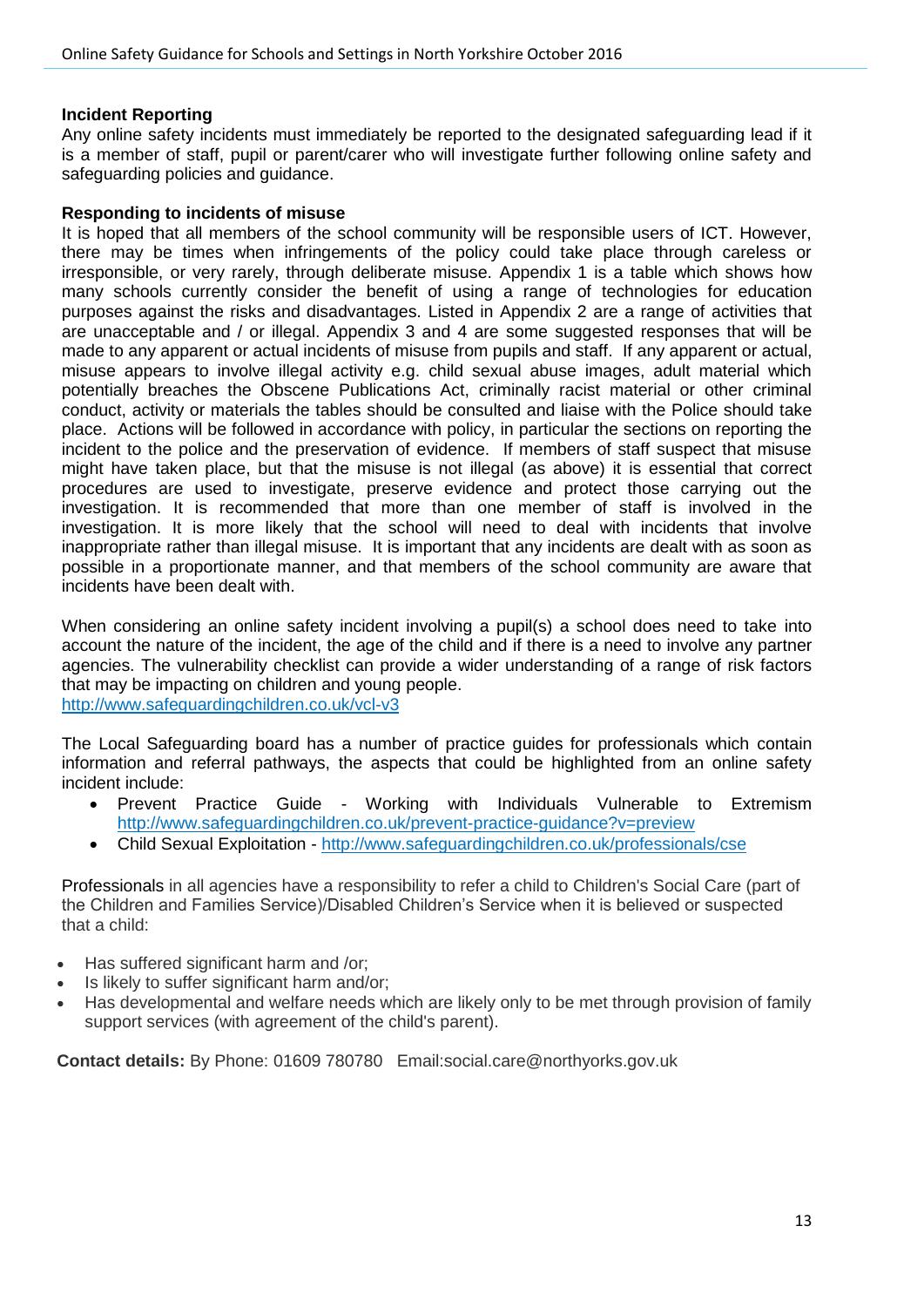**Incident Reporting**

Any online safety incidents must immediately be reported to the designated safeguarding lead if it is a member of staff, pupil or parent/carer who will investigate further following online safety and safeguarding policies and guidance.

**Responding to incidents of misuse**

It is hoped that all members of the school community will be responsible users of ICT. However, there may be times when infringements of the policy could take place through careless or irresponsible, or very rarely, through deliberate misuse. Appendix 1 is a table which shows how many schools currently consider the benefit of using a range of technologies for education purposes against the risks and disadvantages. Listed in Appendix 2 are a range of activities that are unacceptable and / or illegal. Appendix 3 and 4 are some suggested responses that will be made to any apparent or actual incidents of misuse from pupils and staff. If any apparent or actual, misuse appears to involve illegal activity e.g. child sexual abuse images, adult material which potentially breaches the Obscene Publications Act, criminally racist material or other criminal conduct, activity or materials the tables should be consulted and liaise with the Police should take place. Actions will be followed in accordance with policy, in particular the sections on reporting the incident to the police and the preservation of evidence. If members of staff suspect that misuse might have taken place, but that the misuse is not illegal (as above) it is essential that correct procedures are used to investigate, preserve evidence and protect those carrying out the investigation. It is recommended that more than one member of staff is involved in the investigation. It is more likely that the school will need to deal with incidents that involve inappropriate rather than illegal misuse. It is important that any incidents are dealt with as soon as possible in a proportionate manner, and that members of the school community are aware that incidents have been dealt with.

When considering an online safety incident involving a pupil(s) a school does need to take into account the nature of the incident, the age of the child and if there is a need to involve any partner agencies. The vulnerability checklist can provide a wider understanding of a range of risk factors that may be impacting on children and young people.
http://www.safeguardingchildren.co.uk/vcl-v3

The Local Safeguarding board has a number of practice guides for professionals which contain information and referral pathways, the aspects that could be highlighted from an online safety incident include:

- Prevent Practice Guide - Working with Individuals Vulnerable to Extremism http://www.safeguardingchildren.co.uk/prevent-practice-guidance?v=preview
- Child Sexual Exploitation - http://www.safeguardingchildren.co.uk/professionals/cse

Professionals in all agencies have a responsibility to refer a child to Children's Social Care (part of the Children and Families Service)/Disabled Children's Service when it is believed or suspected that a child:

- Has suffered significant harm and /or;
- Is likely to suffer significant harm and/or;
- Has developmental and welfare needs which are likely only to be met through provision of family support services (with agreement of the child's parent).

**Contact details:** By Phone: 01609 780780 Email:social.care@northyorks.gov.uk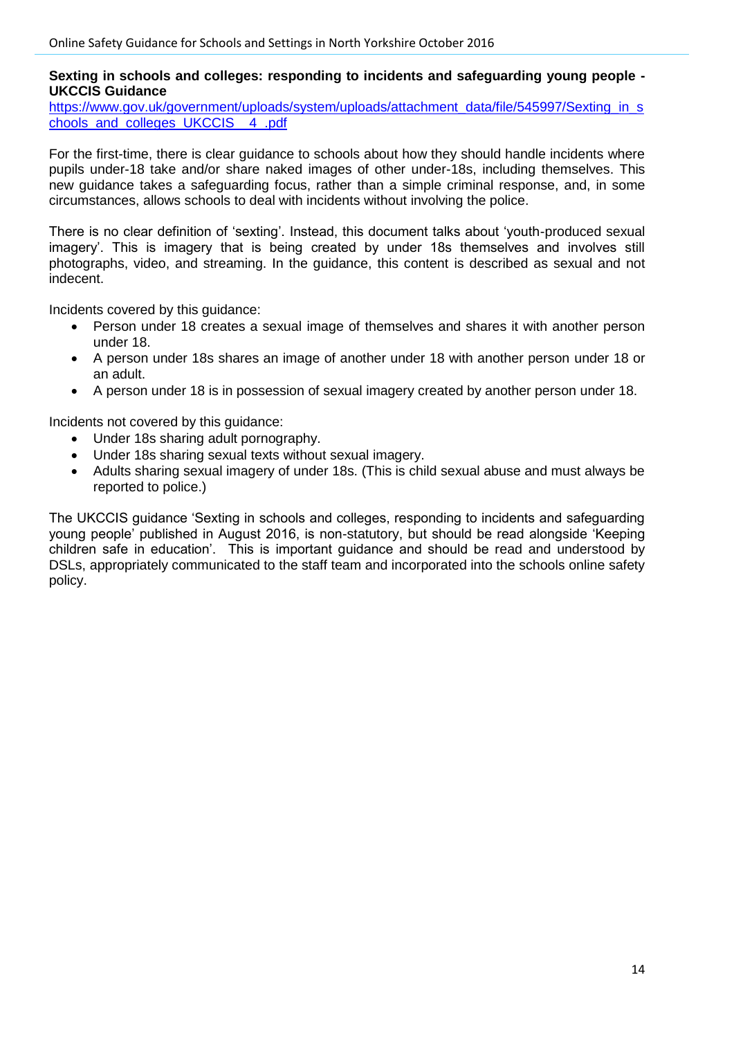**Sexting in schools and colleges: responding to incidents and safeguarding young people - UKCCIS Guidance**

https://www.gov.uk/government/uploads/system/uploads/attachment_data/file/545997/Sexting_in_schools_and_colleges_UKCCIS__4_.pdf

For the first-time, there is clear guidance to schools about how they should handle incidents where pupils under-18 take and/or share naked images of other under-18s, including themselves. This new guidance takes a safeguarding focus, rather than a simple criminal response, and, in some circumstances, allows schools to deal with incidents without involving the police.

There is no clear definition of 'sexting'. Instead, this document talks about 'youth-produced sexual imagery'. This is imagery that is being created by under 18s themselves and involves still photographs, video, and streaming. In the guidance, this content is described as sexual and not indecent.

Incidents covered by this guidance:

- Person under 18 creates a sexual image of themselves and shares it with another person under 18.
- A person under 18s shares an image of another under 18 with another person under 18 or an adult.
- A person under 18 is in possession of sexual imagery created by another person under 18.

Incidents not covered by this guidance:

- Under 18s sharing adult pornography.
- Under 18s sharing sexual texts without sexual imagery.
- Adults sharing sexual imagery of under 18s. (This is child sexual abuse and must always be reported to police.)

The UKCCIS guidance 'Sexting in schools and colleges, responding to incidents and safeguarding young people' published in August 2016, is non-statutory, but should be read alongside 'Keeping children safe in education'. This is important guidance and should be read and understood by DSLs, appropriately communicated to the staff team and incorporated into the schools online safety policy.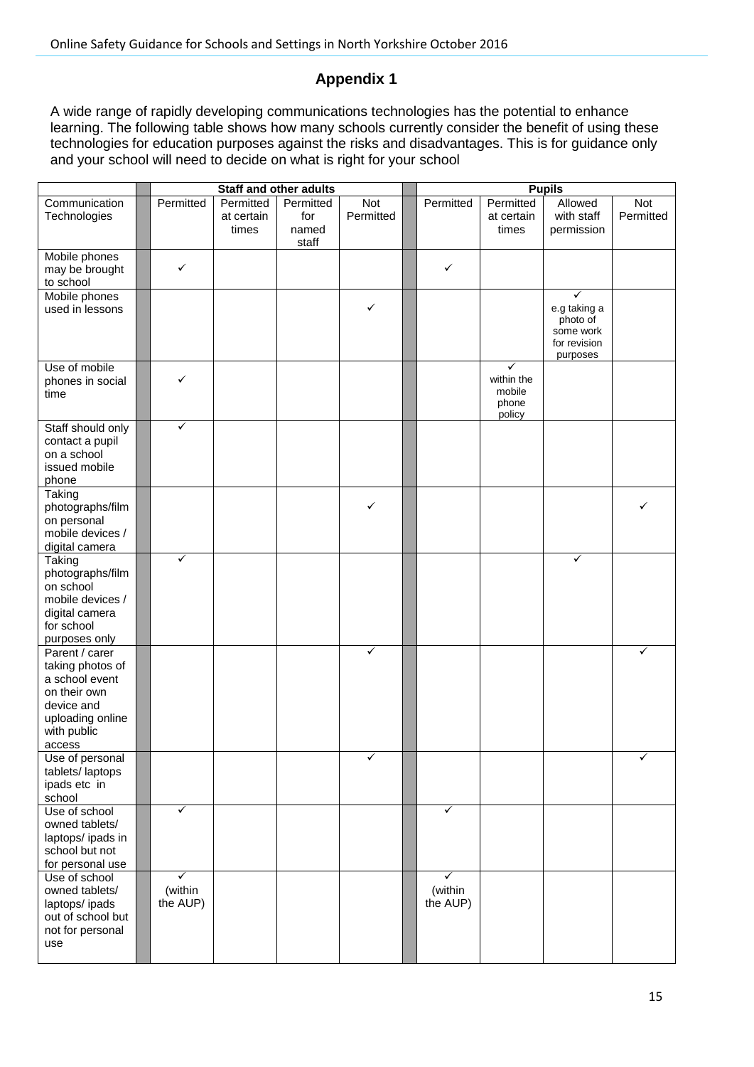## Appendix 1

A wide range of rapidly developing communications technologies has the potential to enhance learning. The following table shows how many schools currently consider the benefit of using these technologies for education purposes against the risks and disadvantages. This is for guidance only and your school will need to decide on what is right for your school

| | Staff and other adults | | | | Pupils | | | |
|---|---|---|---|---|---|---|---|---|
| Communication Technologies | Permitted | Permitted at certain times | Permitted for named staff | Not Permitted | Permitted | Permitted at certain times | Allowed with staff permission | Not Permitted |
| Mobile phones may be brought to school | ✓ | | | | ✓ | | | |
| Mobile phones used in lessons | | | | ✓ | | | ✓ e.g taking a photo of some work for revision purposes | |
| Use of mobile phones in social time | ✓ | | | | | ✓ within the mobile phone policy | | |
| Staff should only contact a pupil on a school issued mobile phone | ✓ | | | | | | | |
| Taking photographs/film on personal mobile devices / digital camera | | | | ✓ | | | | ✓ |
| Taking photographs/film on school mobile devices / digital camera for school purposes only | ✓ | | | | | | ✓ | |
| Parent / carer taking photos of a school event on their own device and uploading online with public access | | | | ✓ | | | | ✓ |
| Use of personal tablets/ laptops ipads etc in school | | | | ✓ | | | | ✓ |
| Use of school owned tablets/ laptops/ ipads in school but not for personal use | ✓ | | | | ✓ | | | |
| Use of school owned tablets/ laptops/ ipads out of school but not for personal use | ✓ (within the AUP) | | | | ✓ (within the AUP) | | | |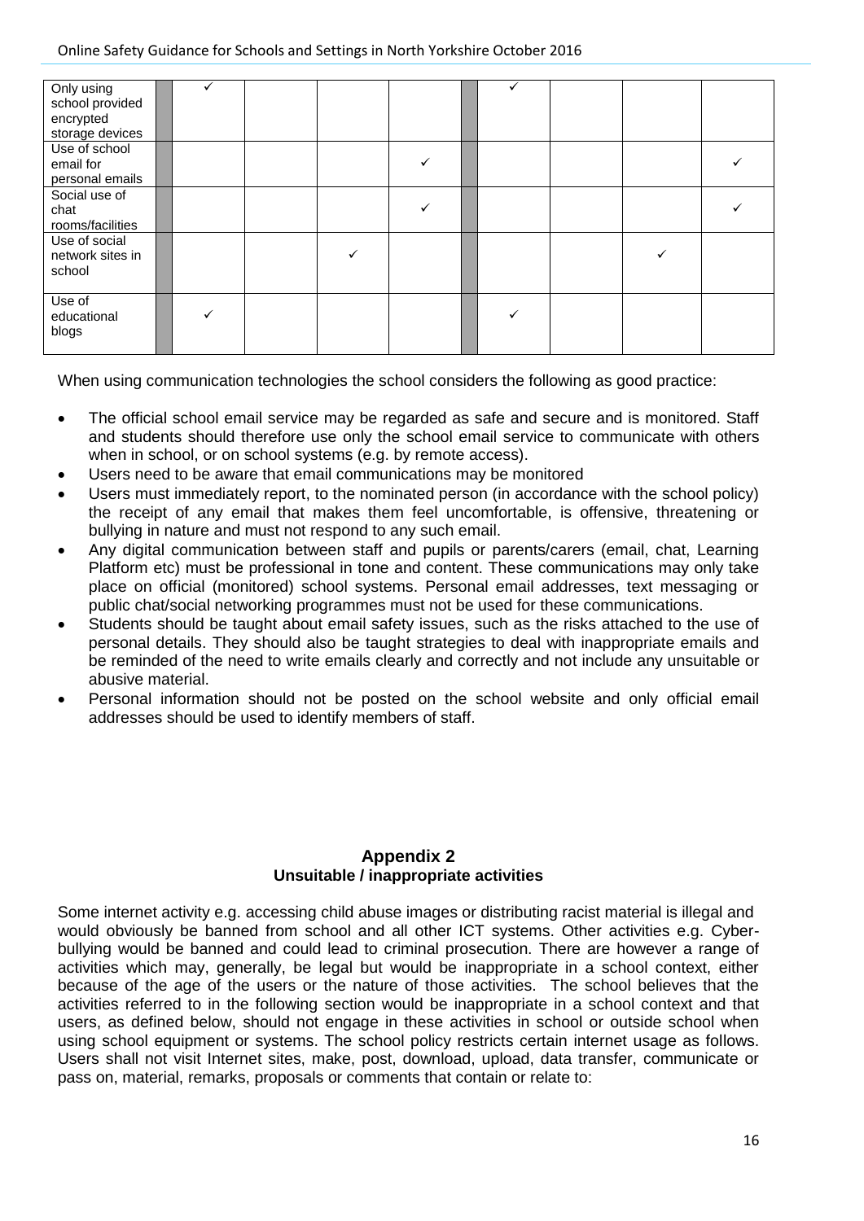| | | | | | | | | | | |
|---|---|---|---|---|---|---|---|---|---|---|
| Only using school provided encrypted storage devices | | ✓ | | | | | ✓ | | | |
| Use of school email for personal emails | | | | | ✓ | | | | | ✓ |
| Social use of chat rooms/facilities | | | | | ✓ | | | | | ✓ |
| Use of social network sites in school | | | | ✓ | | | | | ✓ | |
| Use of educational blogs | | ✓ | | | | | ✓ | | | |

When using communication technologies the school considers the following as good practice:

- The official school email service may be regarded as safe and secure and is monitored. Staff and students should therefore use only the school email service to communicate with others when in school, or on school systems (e.g. by remote access).
- Users need to be aware that email communications may be monitored
- Users must immediately report, to the nominated person (in accordance with the school policy) the receipt of any email that makes them feel uncomfortable, is offensive, threatening or bullying in nature and must not respond to any such email.
- Any digital communication between staff and pupils or parents/carers (email, chat, Learning Platform etc) must be professional in tone and content. These communications may only take place on official (monitored) school systems. Personal email addresses, text messaging or public chat/social networking programmes must not be used for these communications.
- Students should be taught about email safety issues, such as the risks attached to the use of personal details. They should also be taught strategies to deal with inappropriate emails and be reminded of the need to write emails clearly and correctly and not include any unsuitable or abusive material.
- Personal information should not be posted on the school website and only official email addresses should be used to identify members of staff.

## Appendix 2
### Unsuitable / inappropriate activities

Some internet activity e.g. accessing child abuse images or distributing racist material is illegal and would obviously be banned from school and all other ICT systems. Other activities e.g. Cyber-bullying would be banned and could lead to criminal prosecution. There are however a range of activities which may, generally, be legal but would be inappropriate in a school context, either because of the age of the users or the nature of those activities. The school believes that the activities referred to in the following section would be inappropriate in a school context and that users, as defined below, should not engage in these activities in school or outside school when using school equipment or systems. The school policy restricts certain internet usage as follows. Users shall not visit Internet sites, make, post, download, upload, data transfer, communicate or pass on, material, remarks, proposals or comments that contain or relate to: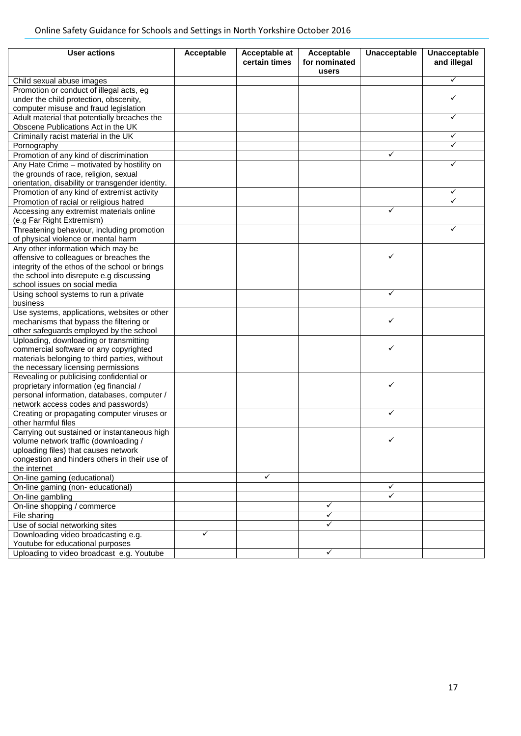| User actions | Acceptable | Acceptable at certain times | Acceptable for nominated users | Unacceptable | Unacceptable and illegal |
|---|---|---|---|---|---|
| Child sexual abuse images | | | | | ✓ |
| Promotion or conduct of illegal acts, eg under the child protection, obscenity, computer misuse and fraud legislation | | | | | ✓ |
| Adult material that potentially breaches the Obscene Publications Act in the UK | | | | | ✓ |
| Criminally racist material in the UK | | | | | ✓ |
| Pornography | | | | | ✓ |
| Promotion of any kind of discrimination | | | | ✓ | |
| Any Hate Crime – motivated by hostility on the grounds of race, religion, sexual orientation, disability or transgender identity. | | | | | ✓ |
| Promotion of any kind of extremist activity | | | | | ✓ |
| Promotion of racial or religious hatred | | | | | ✓ |
| Accessing any extremist materials online (e.g Far Right Extremism) | | | | ✓ | |
| Threatening behaviour, including promotion of physical violence or mental harm | | | | | ✓ |
| Any other information which may be offensive to colleagues or breaches the integrity of the ethos of the school or brings the school into disrepute e.g discussing school issues on social media | | | | ✓ | |
| Using school systems to run a private business | | | | ✓ | |
| Use systems, applications, websites or other mechanisms that bypass the filtering or other safeguards employed by the school | | | | ✓ | |
| Uploading, downloading or transmitting commercial software or any copyrighted materials belonging to third parties, without the necessary licensing permissions | | | | ✓ | |
| Revealing or publicising confidential or proprietary information (eg financial / personal information, databases, computer / network access codes and passwords) | | | | ✓ | |
| Creating or propagating computer viruses or other harmful files | | | | ✓ | |
| Carrying out sustained or instantaneous high volume network traffic (downloading / uploading files) that causes network congestion and hinders others in their use of the internet | | | | ✓ | |
| On-line gaming (educational) | | ✓ | | | |
| On-line gaming (non- educational) | | | | ✓ | |
| On-line gambling | | | | ✓ | |
| On-line shopping / commerce | | | ✓ | | |
| File sharing | | | ✓ | | |
| Use of social networking sites | | | ✓ | | |
| Downloading video broadcasting e.g. Youtube for educational purposes | ✓ | | | | |
| Uploading to video broadcast e.g. Youtube | | | ✓ | | |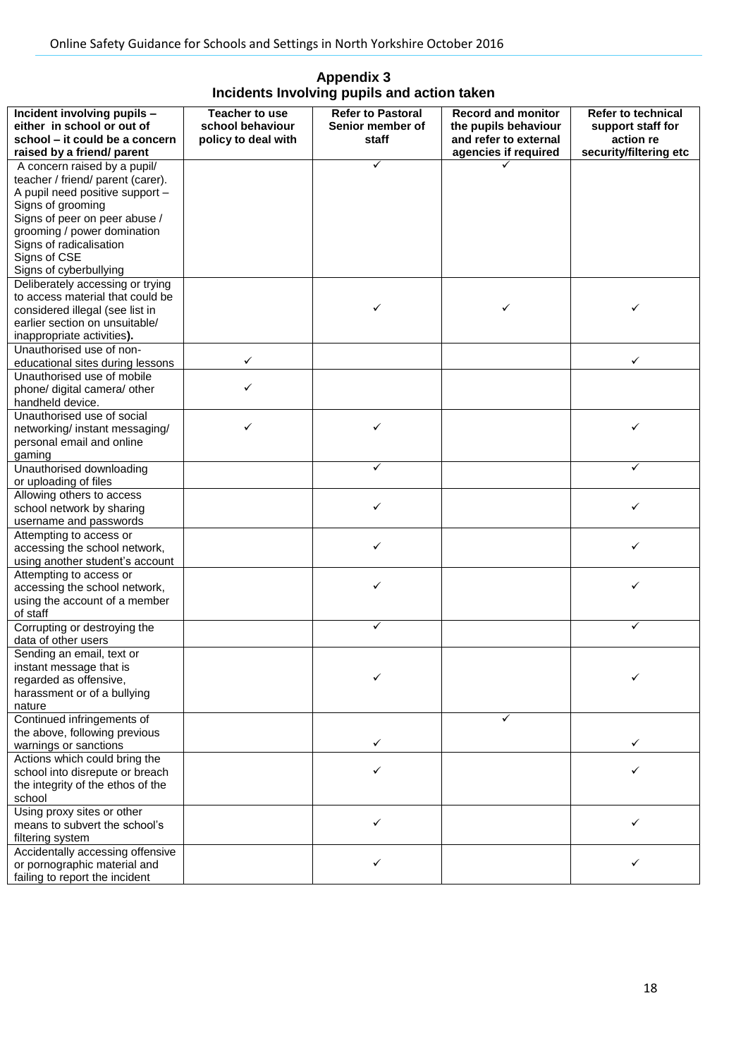## Appendix 3
## Incidents Involving pupils and action taken

| Incident involving pupils – either in school or out of school – it could be a concern raised by a friend/ parent | Teacher to use school behaviour policy to deal with | Refer to Pastoral Senior member of staff | Record and monitor the pupils behaviour and refer to external agencies if required | Refer to technical support staff for action re security/filtering etc |
|---|---|---|---|---|
| A concern raised by a pupil/ teacher / friend/ parent (carer). A pupil need positive support – Signs of grooming Signs of peer on peer abuse / grooming / power domination Signs of radicalisation Signs of CSE Signs of cyberbullying | | ✓ | ✓ | |
| Deliberately accessing or trying to access material that could be considered illegal (see list in earlier section on unsuitable/ inappropriate activities). | | ✓ | ✓ | ✓ |
| Unauthorised use of non-educational sites during lessons | ✓ | | | ✓ |
| Unauthorised use of mobile phone/ digital camera/ other handheld device. | ✓ | | | |
| Unauthorised use of social networking/ instant messaging/ personal email and online gaming | ✓ | ✓ | | ✓ |
| Unauthorised downloading or uploading of files | | ✓ | | ✓ |
| Allowing others to access school network by sharing username and passwords | | ✓ | | ✓ |
| Attempting to access or accessing the school network, using another student's account | | ✓ | | ✓ |
| Attempting to access or accessing the school network, using the account of a member of staff | | ✓ | | ✓ |
| Corrupting or destroying the data of other users | | ✓ | | ✓ |
| Sending an email, text or instant message that is regarded as offensive, harassment or of a bullying nature | | ✓ | | ✓ |
| Continued infringements of the above, following previous warnings or sanctions | | ✓ | ✓ | ✓ |
| Actions which could bring the school into disrepute or breach the integrity of the ethos of the school | | ✓ | | ✓ |
| Using proxy sites or other means to subvert the school's filtering system | | ✓ | | ✓ |
| Accidentally accessing offensive or pornographic material and failing to report the incident | | ✓ | | ✓ |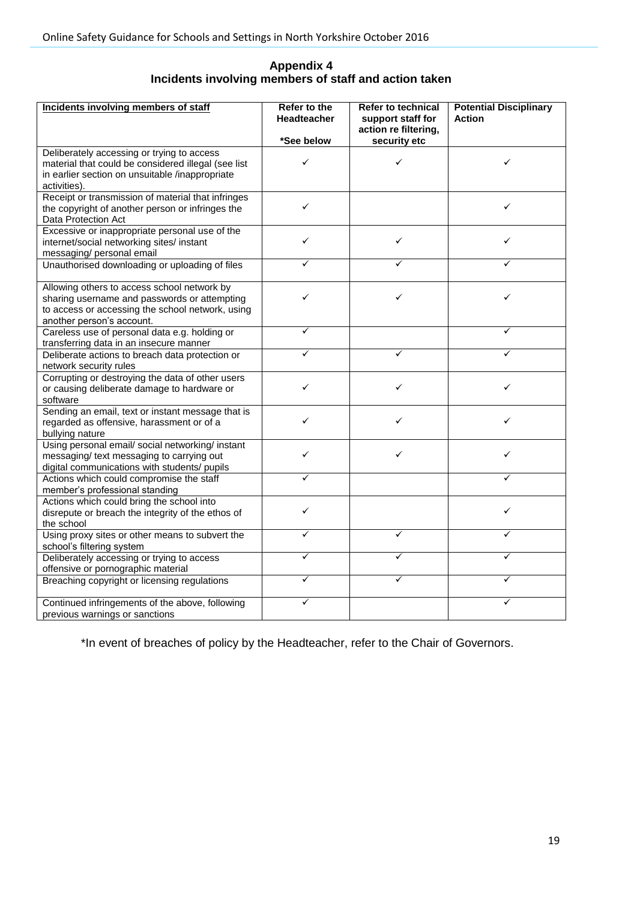## Appendix 4
## Incidents involving members of staff and action taken

| Incidents involving members of staff | Refer to the Headteacher *See below | Refer to technical support staff for action re filtering, security etc | Potential Disciplinary Action |
|---|---|---|---|
| Deliberately accessing or trying to access material that could be considered illegal (see list in earlier section on unsuitable /inappropriate activities). | ✓ | ✓ | ✓ |
| Receipt or transmission of material that infringes the copyright of another person or infringes the Data Protection Act | ✓ | | ✓ |
| Excessive or inappropriate personal use of the internet/social networking sites/ instant messaging/ personal email | ✓ | ✓ | ✓ |
| Unauthorised downloading or uploading of files | ✓ | ✓ | ✓ |
| Allowing others to access school network by sharing username and passwords or attempting to access or accessing the school network, using another person's account. | ✓ | ✓ | ✓ |
| Careless use of personal data e.g. holding or transferring data in an insecure manner | ✓ | | ✓ |
| Deliberate actions to breach data protection or network security rules | ✓ | ✓ | ✓ |
| Corrupting or destroying the data of other users or causing deliberate damage to hardware or software | ✓ | ✓ | ✓ |
| Sending an email, text or instant message that is regarded as offensive, harassment or of a bullying nature | ✓ | ✓ | ✓ |
| Using personal email/ social networking/ instant messaging/ text messaging to carrying out digital communications with students/ pupils | ✓ | ✓ | ✓ |
| Actions which could compromise the staff member's professional standing | ✓ | | ✓ |
| Actions which could bring the school into disrepute or breach the integrity of the ethos of the school | ✓ | | ✓ |
| Using proxy sites or other means to subvert the school's filtering system | ✓ | ✓ | ✓ |
| Deliberately accessing or trying to access offensive or pornographic material | ✓ | ✓ | ✓ |
| Breaching copyright or licensing regulations | ✓ | ✓ | ✓ |
| Continued infringements of the above, following previous warnings or sanctions | ✓ | | ✓ |

*In event of breaches of policy by the Headteacher, refer to the Chair of Governors.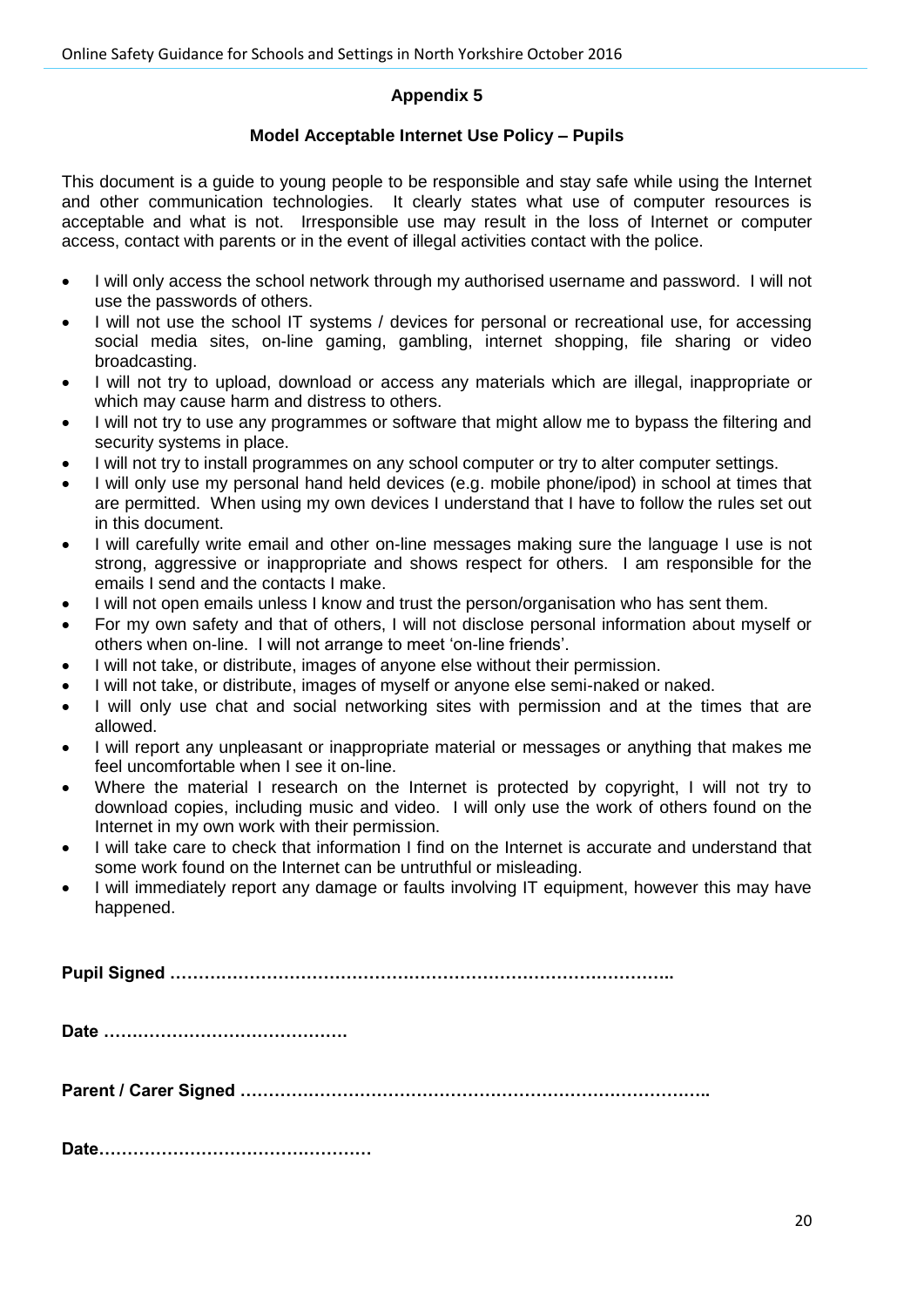## Appendix 5

### Model Acceptable Internet Use Policy – Pupils

This document is a guide to young people to be responsible and stay safe while using the Internet and other communication technologies. It clearly states what use of computer resources is acceptable and what is not. Irresponsible use may result in the loss of Internet or computer access, contact with parents or in the event of illegal activities contact with the police.

- I will only access the school network through my authorised username and password. I will not use the passwords of others.
- I will not use the school IT systems / devices for personal or recreational use, for accessing social media sites, on-line gaming, gambling, internet shopping, file sharing or video broadcasting.
- I will not try to upload, download or access any materials which are illegal, inappropriate or which may cause harm and distress to others.
- I will not try to use any programmes or software that might allow me to bypass the filtering and security systems in place.
- I will not try to install programmes on any school computer or try to alter computer settings.
- I will only use my personal hand held devices (e.g. mobile phone/ipod) in school at times that are permitted. When using my own devices I understand that I have to follow the rules set out in this document.
- I will carefully write email and other on-line messages making sure the language I use is not strong, aggressive or inappropriate and shows respect for others. I am responsible for the emails I send and the contacts I make.
- I will not open emails unless I know and trust the person/organisation who has sent them.
- For my own safety and that of others, I will not disclose personal information about myself or others when on-line. I will not arrange to meet 'on-line friends'.
- I will not take, or distribute, images of anyone else without their permission.
- I will not take, or distribute, images of myself or anyone else semi-naked or naked.
- I will only use chat and social networking sites with permission and at the times that are allowed.
- I will report any unpleasant or inappropriate material or messages or anything that makes me feel uncomfortable when I see it on-line.
- Where the material I research on the Internet is protected by copyright, I will not try to download copies, including music and video. I will only use the work of others found on the Internet in my own work with their permission.
- I will take care to check that information I find on the Internet is accurate and understand that some work found on the Internet can be untruthful or misleading.
- I will immediately report any damage or faults involving IT equipment, however this may have happened.

**Pupil Signed ………………………………………………………………………….**

**Date …………………………………….**

**Parent / Carer Signed ……………………………………………………………………..**

**Date…………………………………………**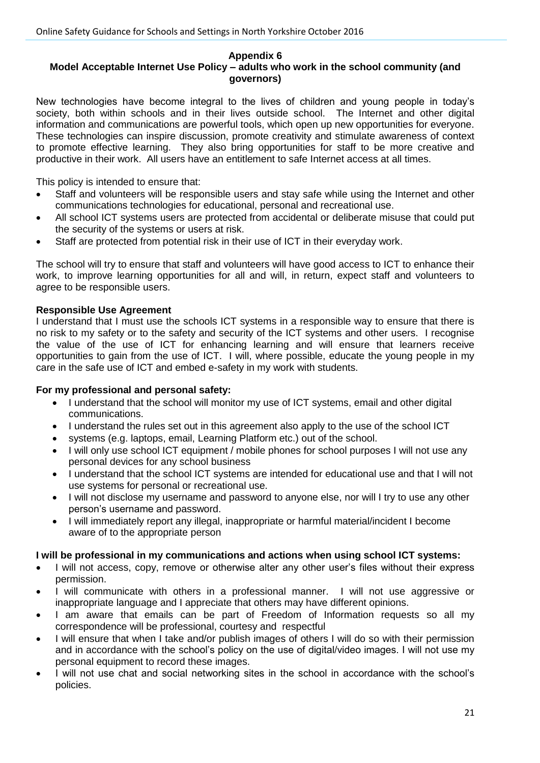## Appendix 6

### Model Acceptable Internet Use Policy – adults who work in the school community (and governors)

New technologies have become integral to the lives of children and young people in today's society, both within schools and in their lives outside school. The Internet and other digital information and communications are powerful tools, which open up new opportunities for everyone. These technologies can inspire discussion, promote creativity and stimulate awareness of context to promote effective learning. They also bring opportunities for staff to be more creative and productive in their work. All users have an entitlement to safe Internet access at all times.

This policy is intended to ensure that:

- Staff and volunteers will be responsible users and stay safe while using the Internet and other communications technologies for educational, personal and recreational use.
- All school ICT systems users are protected from accidental or deliberate misuse that could put the security of the systems or users at risk.
- Staff are protected from potential risk in their use of ICT in their everyday work.

The school will try to ensure that staff and volunteers will have good access to ICT to enhance their work, to improve learning opportunities for all and will, in return, expect staff and volunteers to agree to be responsible users.

**Responsible Use Agreement**

I understand that I must use the schools ICT systems in a responsible way to ensure that there is no risk to my safety or to the safety and security of the ICT systems and other users. I recognise the value of the use of ICT for enhancing learning and will ensure that learners receive opportunities to gain from the use of ICT. I will, where possible, educate the young people in my care in the safe use of ICT and embed e-safety in my work with students.

**For my professional and personal safety:**

- I understand that the school will monitor my use of ICT systems, email and other digital communications.
- I understand the rules set out in this agreement also apply to the use of the school ICT
- systems (e.g. laptops, email, Learning Platform etc.) out of the school.
- I will only use school ICT equipment / mobile phones for school purposes I will not use any personal devices for any school business
- I understand that the school ICT systems are intended for educational use and that I will not use systems for personal or recreational use.
- I will not disclose my username and password to anyone else, nor will I try to use any other person's username and password.
- I will immediately report any illegal, inappropriate or harmful material/incident I become aware of to the appropriate person

**I will be professional in my communications and actions when using school ICT systems:**

- I will not access, copy, remove or otherwise alter any other user's files without their express permission.
- I will communicate with others in a professional manner. I will not use aggressive or inappropriate language and I appreciate that others may have different opinions.
- I am aware that emails can be part of Freedom of Information requests so all my correspondence will be professional, courtesy and respectful
- I will ensure that when I take and/or publish images of others I will do so with their permission and in accordance with the school's policy on the use of digital/video images. I will not use my personal equipment to record these images.
- I will not use chat and social networking sites in the school in accordance with the school's policies.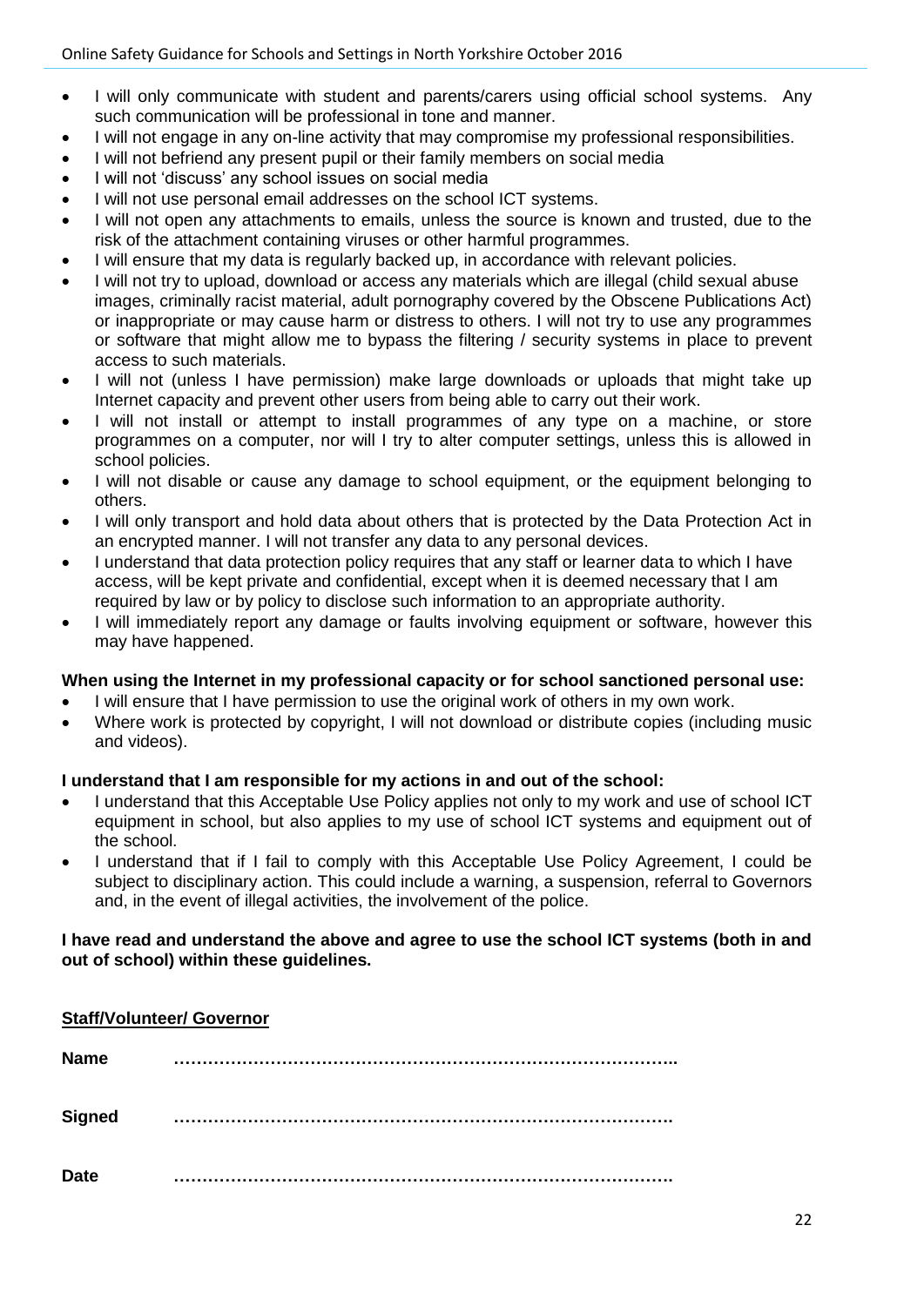- I will only communicate with student and parents/carers using official school systems. Any such communication will be professional in tone and manner.
- I will not engage in any on-line activity that may compromise my professional responsibilities.
- I will not befriend any present pupil or their family members on social media
- I will not 'discuss' any school issues on social media
- I will not use personal email addresses on the school ICT systems.
- I will not open any attachments to emails, unless the source is known and trusted, due to the risk of the attachment containing viruses or other harmful programmes.
- I will ensure that my data is regularly backed up, in accordance with relevant policies.
- I will not try to upload, download or access any materials which are illegal (child sexual abuse images, criminally racist material, adult pornography covered by the Obscene Publications Act) or inappropriate or may cause harm or distress to others. I will not try to use any programmes or software that might allow me to bypass the filtering / security systems in place to prevent access to such materials.
- I will not (unless I have permission) make large downloads or uploads that might take up Internet capacity and prevent other users from being able to carry out their work.
- I will not install or attempt to install programmes of any type on a machine, or store programmes on a computer, nor will I try to alter computer settings, unless this is allowed in school policies.
- I will not disable or cause any damage to school equipment, or the equipment belonging to others.
- I will only transport and hold data about others that is protected by the Data Protection Act in an encrypted manner. I will not transfer any data to any personal devices.
- I understand that data protection policy requires that any staff or learner data to which I have access, will be kept private and confidential, except when it is deemed necessary that I am required by law or by policy to disclose such information to an appropriate authority.
- I will immediately report any damage or faults involving equipment or software, however this may have happened.

**When using the Internet in my professional capacity or for school sanctioned personal use:**

- I will ensure that I have permission to use the original work of others in my own work.
- Where work is protected by copyright, I will not download or distribute copies (including music and videos).

**I understand that I am responsible for my actions in and out of the school:**

- I understand that this Acceptable Use Policy applies not only to my work and use of school ICT equipment in school, but also applies to my use of school ICT systems and equipment out of the school.
- I understand that if I fail to comply with this Acceptable Use Policy Agreement, I could be subject to disciplinary action. This could include a warning, a suspension, referral to Governors and, in the event of illegal activities, the involvement of the police.

**I have read and understand the above and agree to use the school ICT systems (both in and out of school) within these guidelines.**

**Staff/Volunteer/ Governor**

**Name** …………………………………………………………………………..

**Signed** ………………………………………………………………………….

**Date** ………………………………………………………………………….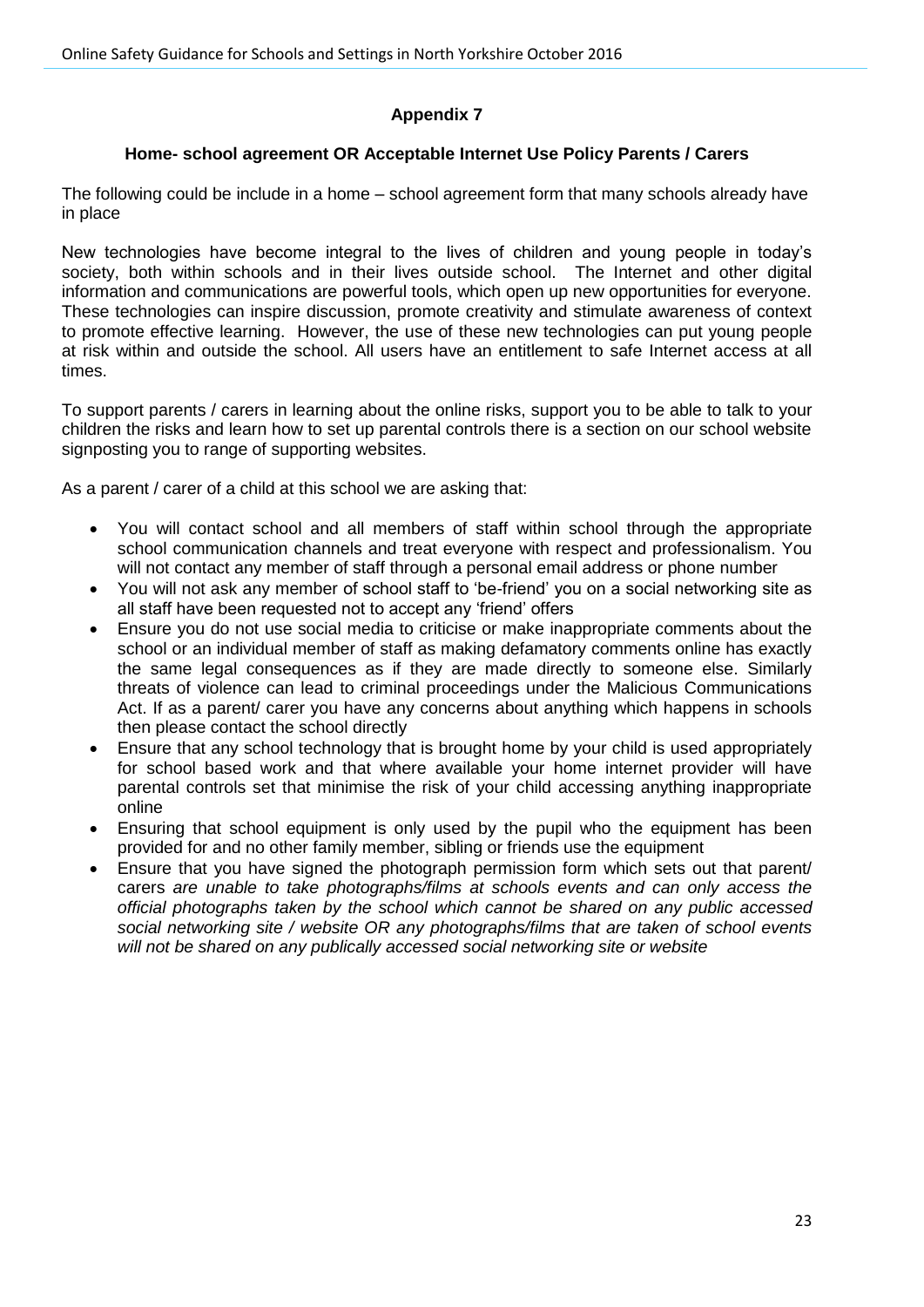## Appendix 7

### Home- school agreement OR Acceptable Internet Use Policy Parents / Carers

The following could be include in a home – school agreement form that many schools already have in place

New technologies have become integral to the lives of children and young people in today's society, both within schools and in their lives outside school. The Internet and other digital information and communications are powerful tools, which open up new opportunities for everyone. These technologies can inspire discussion, promote creativity and stimulate awareness of context to promote effective learning. However, the use of these new technologies can put young people at risk within and outside the school. All users have an entitlement to safe Internet access at all times.

To support parents / carers in learning about the online risks, support you to be able to talk to your children the risks and learn how to set up parental controls there is a section on our school website signposting you to range of supporting websites.

As a parent / carer of a child at this school we are asking that:

- You will contact school and all members of staff within school through the appropriate school communication channels and treat everyone with respect and professionalism. You will not contact any member of staff through a personal email address or phone number
- You will not ask any member of school staff to 'be-friend' you on a social networking site as all staff have been requested not to accept any 'friend' offers
- Ensure you do not use social media to criticise or make inappropriate comments about the school or an individual member of staff as making defamatory comments online has exactly the same legal consequences as if they are made directly to someone else. Similarly threats of violence can lead to criminal proceedings under the Malicious Communications Act. If as a parent/ carer you have any concerns about anything which happens in schools then please contact the school directly
- Ensure that any school technology that is brought home by your child is used appropriately for school based work and that where available your home internet provider will have parental controls set that minimise the risk of your child accessing anything inappropriate online
- Ensuring that school equipment is only used by the pupil who the equipment has been provided for and no other family member, sibling or friends use the equipment
- Ensure that you have signed the photograph permission form which sets out that parent/ carers *are unable to take photographs/films at schools events and can only access the official photographs taken by the school which cannot be shared on any public accessed social networking site / website OR any photographs/films that are taken of school events will not be shared on any publically accessed social networking site or website*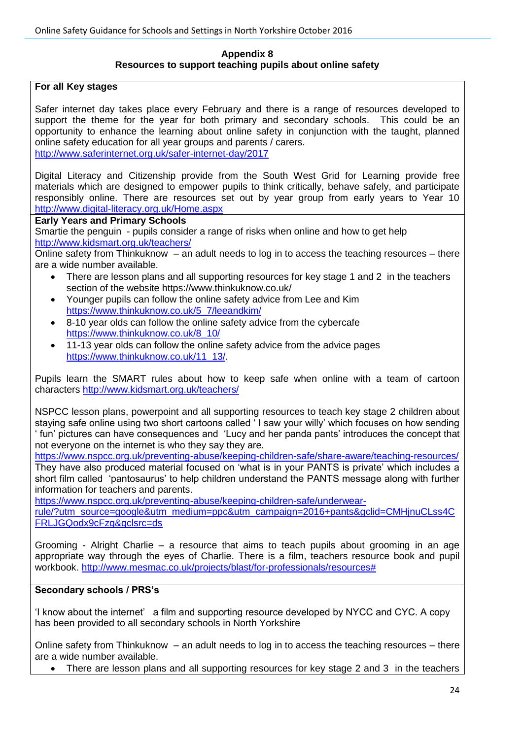## Appendix 8
## Resources to support teaching pupils about online safety

**For all Key stages**

Safer internet day takes place every February and there is a range of resources developed to support the theme for the year for both primary and secondary schools. This could be an opportunity to enhance the learning about online safety in conjunction with the taught, planned online safety education for all year groups and parents / carers.
http://www.saferinternet.org.uk/safer-internet-day/2017

Digital Literacy and Citizenship provide from the South West Grid for Learning provide free materials which are designed to empower pupils to think critically, behave safely, and participate responsibly online. There are resources set out by year group from early years to Year 10
http://www.digital-literacy.org.uk/Home.aspx

**Early Years and Primary Schools**

Smartie the penguin - pupils consider a range of risks when online and how to get help
http://www.kidsmart.org.uk/teachers/

Online safety from Thinkuknow – an adult needs to log in to access the teaching resources – there are a wide number available.

- There are lesson plans and all supporting resources for key stage 1 and 2 in the teachers section of the website https://www.thinkuknow.co.uk/
- Younger pupils can follow the online safety advice from Lee and Kim https://www.thinkuknow.co.uk/5_7/leeandkim/
- 8-10 year olds can follow the online safety advice from the cybercafe https://www.thinkuknow.co.uk/8_10/
- 11-13 year olds can follow the online safety advice from the advice pages https://www.thinkuknow.co.uk/11_13/.

Pupils learn the SMART rules about how to keep safe when online with a team of cartoon characters http://www.kidsmart.org.uk/teachers/

NSPCC lesson plans, powerpoint and all supporting resources to teach key stage 2 children about staying safe online using two short cartoons called ' I saw your willy' which focuses on how sending ' fun' pictures can have consequences and 'Lucy and her panda pants' introduces the concept that not everyone on the internet is who they say they are.
https://www.nspcc.org.uk/preventing-abuse/keeping-children-safe/share-aware/teaching-resources/
They have also produced material focused on 'what is in your PANTS is private' which includes a short film called 'pantosaurus' to help children understand the PANTS message along with further information for teachers and parents.
https://www.nspcc.org.uk/preventing-abuse/keeping-children-safe/underwear-rule/?utm_source=google&utm_medium=ppc&utm_campaign=2016+pants&gclid=CMHjnuCLss4CFRLJGQodx9cFzg&gclsrc=ds

Grooming - Alright Charlie – a resource that aims to teach pupils about grooming in an age appropriate way through the eyes of Charlie. There is a film, teachers resource book and pupil workbook. http://www.mesmac.co.uk/projects/blast/for-professionals/resources#

**Secondary schools / PRS's**

'I know about the internet' a film and supporting resource developed by NYCC and CYC. A copy has been provided to all secondary schools in North Yorkshire

Online safety from Thinkuknow – an adult needs to log in to access the teaching resources – there are a wide number available.

- There are lesson plans and all supporting resources for key stage 2 and 3 in the teachers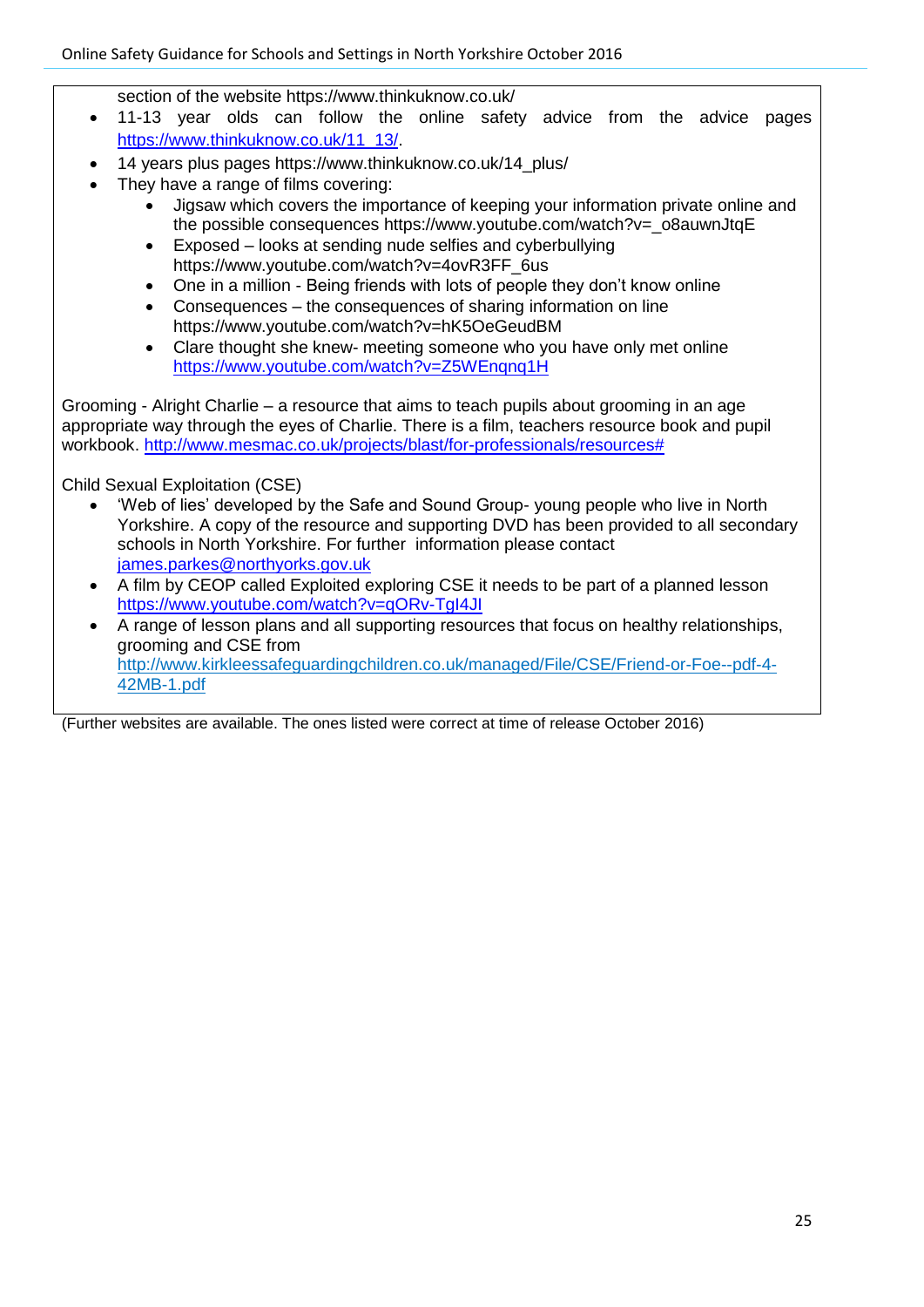section of the website https://www.thinkuknow.co.uk/

- 11-13 year olds can follow the online safety advice from the advice pages https://www.thinkuknow.co.uk/11_13/.
- 14 years plus pages https://www.thinkuknow.co.uk/14_plus/
- They have a range of films covering:
    - Jigsaw which covers the importance of keeping your information private online and the possible consequences https://www.youtube.com/watch?v=_o8auwnJtqE
    - Exposed – looks at sending nude selfies and cyberbullying https://www.youtube.com/watch?v=4ovR3FF_6us
    - One in a million - Being friends with lots of people they don't know online
    - Consequences – the consequences of sharing information on line https://www.youtube.com/watch?v=hK5OeGeudBM
    - Clare thought she knew- meeting someone who you have only met online https://www.youtube.com/watch?v=Z5WEnqnq1H

Grooming - Alright Charlie – a resource that aims to teach pupils about grooming in an age appropriate way through the eyes of Charlie. There is a film, teachers resource book and pupil workbook. http://www.mesmac.co.uk/projects/blast/for-professionals/resources#

Child Sexual Exploitation (CSE)

- 'Web of lies' developed by the Safe and Sound Group- young people who live in North Yorkshire. A copy of the resource and supporting DVD has been provided to all secondary schools in North Yorkshire. For further information please contact james.parkes@northyorks.gov.uk
- A film by CEOP called Exploited exploring CSE it needs to be part of a planned lesson https://www.youtube.com/watch?v=qORv-TgI4JI
- A range of lesson plans and all supporting resources that focus on healthy relationships, grooming and CSE from http://www.kirkleessafeguardingchildren.co.uk/managed/File/CSE/Friend-or-Foe--pdf-4-42MB-1.pdf

(Further websites are available. The ones listed were correct at time of release October 2016)